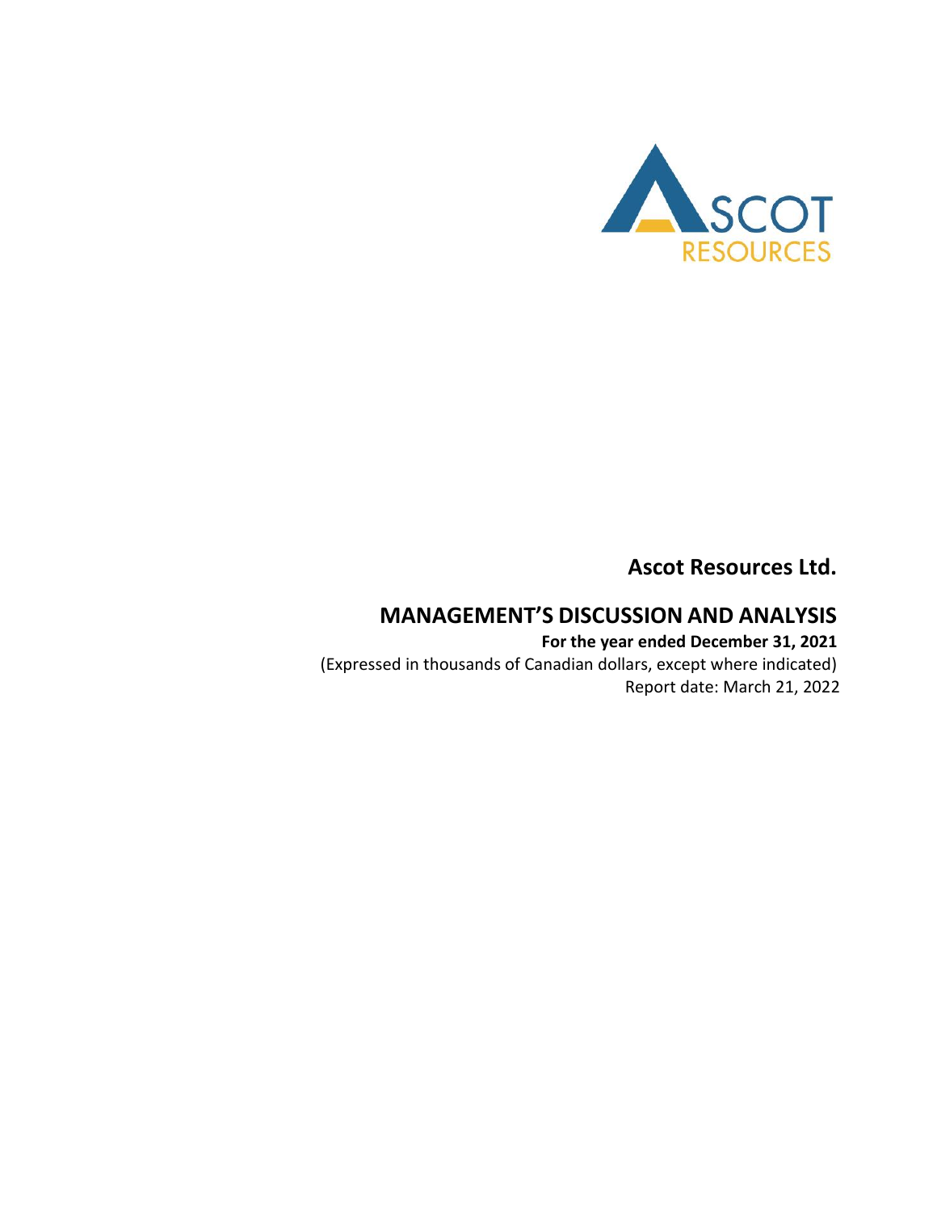# Ascot Resources Ltd.

## MANAGEMENT'S DISCUSSION AND ANALYSIS

**For the year ended December 31, 2021**

(Expressed in thousands of Canadian dollars, except where indicated)

Report date: March 21, 2022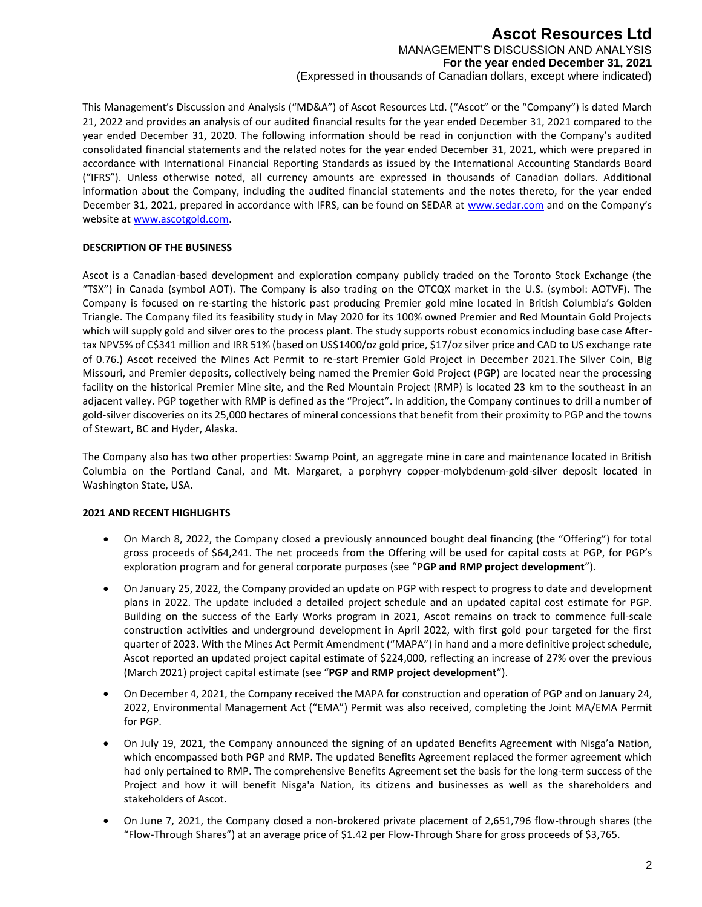This Management's Discussion and Analysis ("MD&A") of Ascot Resources Ltd. ("Ascot" or the "Company") is dated March 21, 2022 and provides an analysis of our audited financial results for the year ended December 31, 2021 compared to the year ended December 31, 2020. The following information should be read in conjunction with the Company's audited consolidated financial statements and the related notes for the year ended December 31, 2021, which were prepared in accordance with International Financial Reporting Standards as issued by the International Accounting Standards Board ("IFRS"). Unless otherwise noted, all currency amounts are expressed in thousands of Canadian dollars. Additional information about the Company, including the audited financial statements and the notes thereto, for the year ended December 31, 2021, prepared in accordance with IFRS, can be found on SEDAR at www.sedar.com and on the Company's website at www.ascotgold.com.

**DESCRIPTION OF THE BUSINESS**

Ascot is a Canadian-based development and exploration company publicly traded on the Toronto Stock Exchange (the "TSX") in Canada (symbol AOT). The Company is also trading on the OTCQX market in the U.S. (symbol: AOTVF). The Company is focused on re-starting the historic past producing Premier gold mine located in British Columbia's Golden Triangle. The Company filed its feasibility study in May 2020 for its 100% owned Premier and Red Mountain Gold Projects which will supply gold and silver ores to the process plant. The study supports robust economics including base case After-tax NPV5% of C$341 million and IRR 51% (based on US$1400/oz gold price, $17/oz silver price and CAD to US exchange rate of 0.76.) Ascot received the Mines Act Permit to re-start Premier Gold Project in December 2021.The Silver Coin, Big Missouri, and Premier deposits, collectively being named the Premier Gold Project (PGP) are located near the processing facility on the historical Premier Mine site, and the Red Mountain Project (RMP) is located 23 km to the southeast in an adjacent valley. PGP together with RMP is defined as the "Project". In addition, the Company continues to drill a number of gold-silver discoveries on its 25,000 hectares of mineral concessions that benefit from their proximity to PGP and the towns of Stewart, BC and Hyder, Alaska.

The Company also has two other properties: Swamp Point, an aggregate mine in care and maintenance located in British Columbia on the Portland Canal, and Mt. Margaret, a porphyry copper-molybdenum-gold-silver deposit located in Washington State, USA.

**2021 AND RECENT HIGHLIGHTS**

- On March 8, 2022, the Company closed a previously announced bought deal financing (the "Offering") for total gross proceeds of $64,241. The net proceeds from the Offering will be used for capital costs at PGP, for PGP's exploration program and for general corporate purposes (see "**PGP and RMP project development**").
- On January 25, 2022, the Company provided an update on PGP with respect to progress to date and development plans in 2022. The update included a detailed project schedule and an updated capital cost estimate for PGP. Building on the success of the Early Works program in 2021, Ascot remains on track to commence full-scale construction activities and underground development in April 2022, with first gold pour targeted for the first quarter of 2023. With the Mines Act Permit Amendment ("MAPA") in hand and a more definitive project schedule, Ascot reported an updated project capital estimate of $224,000, reflecting an increase of 27% over the previous (March 2021) project capital estimate (see "**PGP and RMP project development**").
- On December 4, 2021, the Company received the MAPA for construction and operation of PGP and on January 24, 2022, Environmental Management Act ("EMA") Permit was also received, completing the Joint MA/EMA Permit for PGP.
- On July 19, 2021, the Company announced the signing of an updated Benefits Agreement with Nisga'a Nation, which encompassed both PGP and RMP. The updated Benefits Agreement replaced the former agreement which had only pertained to RMP. The comprehensive Benefits Agreement set the basis for the long-term success of the Project and how it will benefit Nisga'a Nation, its citizens and businesses as well as the shareholders and stakeholders of Ascot.
- On June 7, 2021, the Company closed a non-brokered private placement of 2,651,796 flow-through shares (the "Flow-Through Shares") at an average price of $1.42 per Flow-Through Share for gross proceeds of $3,765.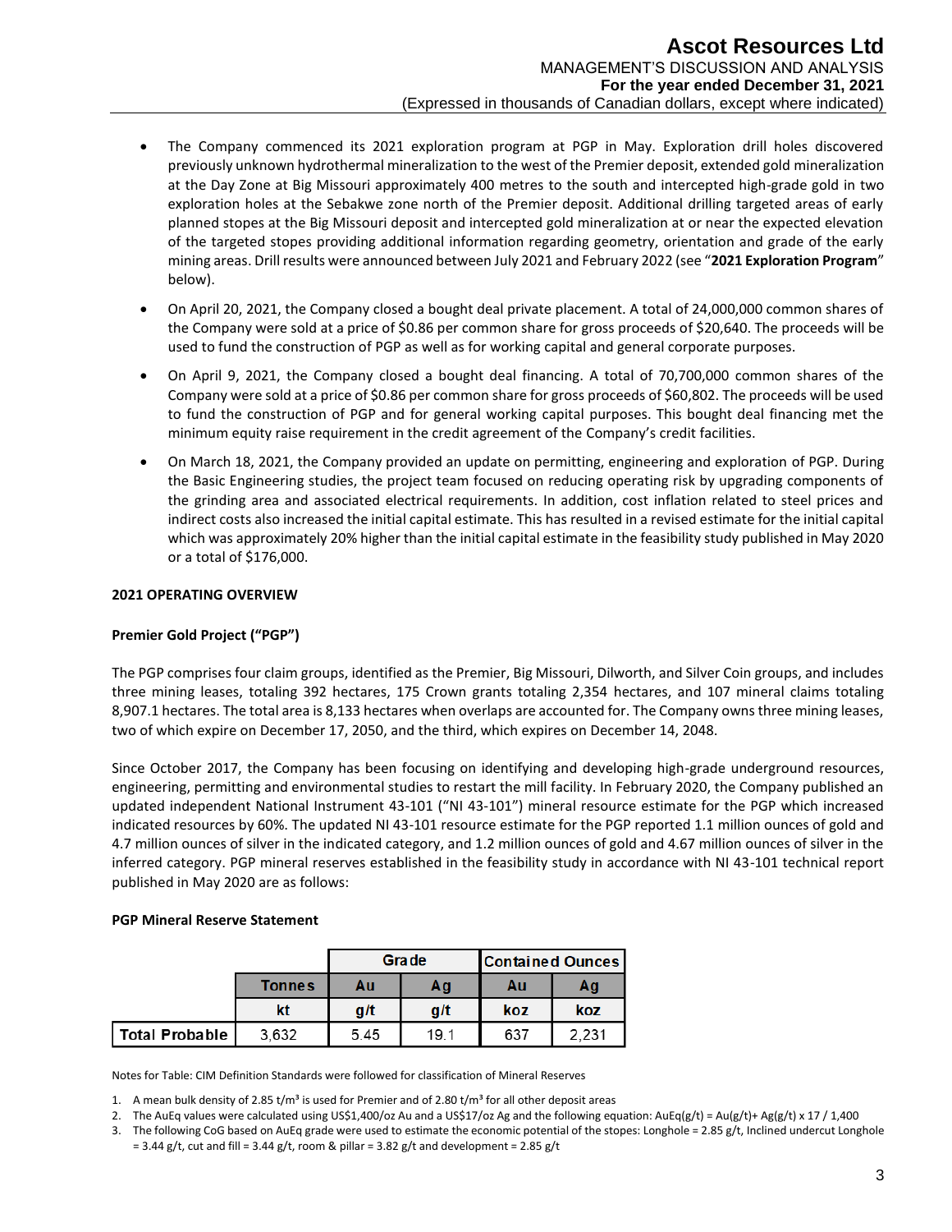- The Company commenced its 2021 exploration program at PGP in May. Exploration drill holes discovered previously unknown hydrothermal mineralization to the west of the Premier deposit, extended gold mineralization at the Day Zone at Big Missouri approximately 400 metres to the south and intercepted high-grade gold in two exploration holes at the Sebakwe zone north of the Premier deposit. Additional drilling targeted areas of early planned stopes at the Big Missouri deposit and intercepted gold mineralization at or near the expected elevation of the targeted stopes providing additional information regarding geometry, orientation and grade of the early mining areas. Drill results were announced between July 2021 and February 2022 (see "**2021 Exploration Program**" below).
- On April 20, 2021, the Company closed a bought deal private placement. A total of 24,000,000 common shares of the Company were sold at a price of $0.86 per common share for gross proceeds of $20,640. The proceeds will be used to fund the construction of PGP as well as for working capital and general corporate purposes.
- On April 9, 2021, the Company closed a bought deal financing. A total of 70,700,000 common shares of the Company were sold at a price of $0.86 per common share for gross proceeds of $60,802. The proceeds will be used to fund the construction of PGP and for general working capital purposes. This bought deal financing met the minimum equity raise requirement in the credit agreement of the Company's credit facilities.
- On March 18, 2021, the Company provided an update on permitting, engineering and exploration of PGP. During the Basic Engineering studies, the project team focused on reducing operating risk by upgrading components of the grinding area and associated electrical requirements. In addition, cost inflation related to steel prices and indirect costs also increased the initial capital estimate. This has resulted in a revised estimate for the initial capital which was approximately 20% higher than the initial capital estimate in the feasibility study published in May 2020 or a total of $176,000.

## 2021 OPERATING OVERVIEW

### Premier Gold Project ("PGP")

The PGP comprises four claim groups, identified as the Premier, Big Missouri, Dilworth, and Silver Coin groups, and includes three mining leases, totaling 392 hectares, 175 Crown grants totaling 2,354 hectares, and 107 mineral claims totaling 8,907.1 hectares. The total area is 8,133 hectares when overlaps are accounted for. The Company owns three mining leases, two of which expire on December 17, 2050, and the third, which expires on December 14, 2048.

Since October 2017, the Company has been focusing on identifying and developing high-grade underground resources, engineering, permitting and environmental studies to restart the mill facility. In February 2020, the Company published an updated independent National Instrument 43-101 ("NI 43-101") mineral resource estimate for the PGP which increased indicated resources by 60%. The updated NI 43-101 resource estimate for the PGP reported 1.1 million ounces of gold and 4.7 million ounces of silver in the indicated category, and 1.2 million ounces of gold and 4.67 million ounces of silver in the inferred category. PGP mineral reserves established in the feasibility study in accordance with NI 43-101 technical report published in May 2020 are as follows:

**PGP Mineral Reserve Statement**

| | | Grade | | Contained Ounces | |
|---|---|---|---|---|---|
| | Tonnes | Au | Ag | Au | Ag |
| | kt | g/t | g/t | koz | koz |
| **Total Probable** | 3,632 | 5.45 | 19.1 | 637 | 2,231 |

Notes for Table: CIM Definition Standards were followed for classification of Mineral Reserves

1. A mean bulk density of 2.85 t/m³ is used for Premier and of 2.80 t/m³ for all other deposit areas
2. The AuEq values were calculated using US$1,400/oz Au and a US$17/oz Ag and the following equation: AuEq(g/t) = Au(g/t)+ Ag(g/t) x 17 / 1,400
3. The following CoG based on AuEq grade were used to estimate the economic potential of the stopes: Longhole = 2.85 g/t, Inclined undercut Longhole = 3.44 g/t, cut and fill = 3.44 g/t, room & pillar = 3.82 g/t and development = 2.85 g/t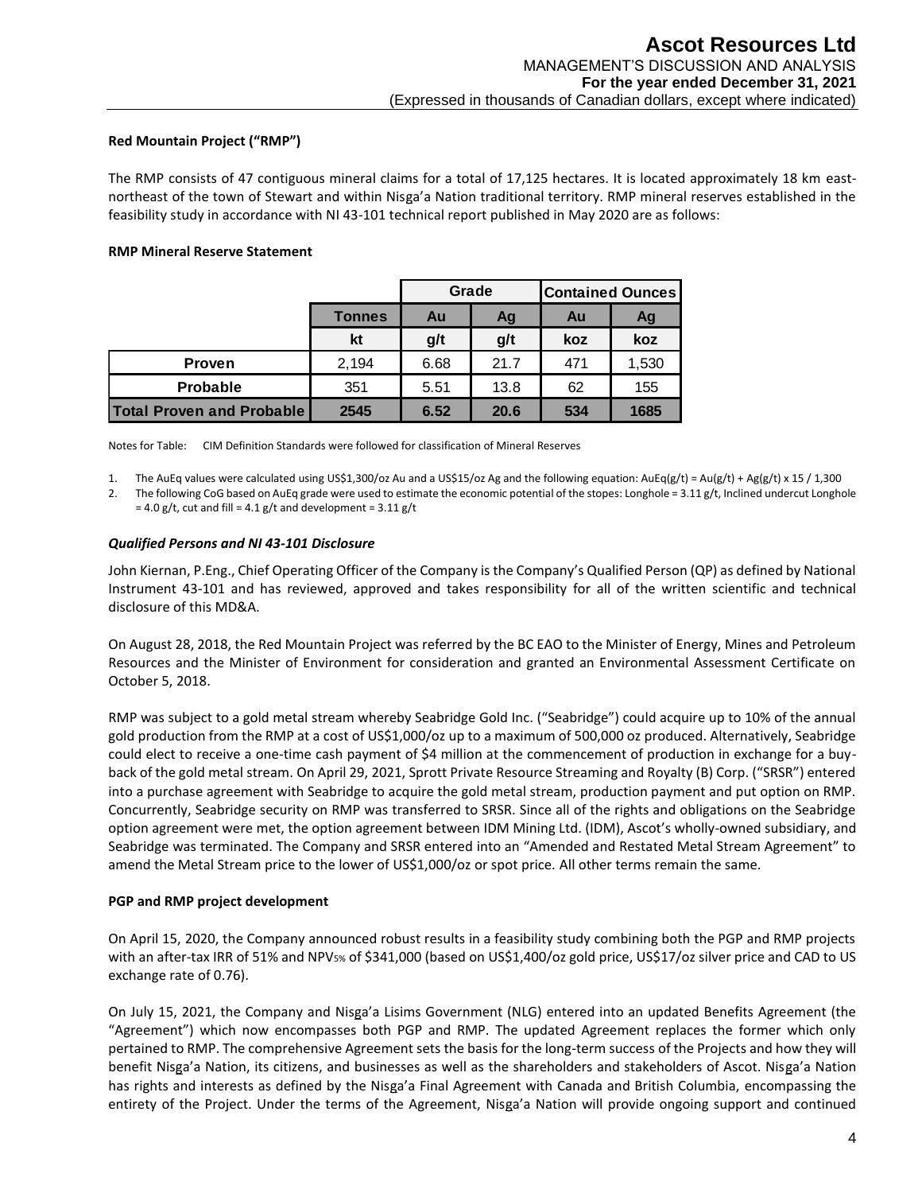**Red Mountain Project ("RMP")**

The RMP consists of 47 contiguous mineral claims for a total of 17,125 hectares. It is located approximately 18 km east-northeast of the town of Stewart and within Nisga'a Nation traditional territory. RMP mineral reserves established in the feasibility study in accordance with NI 43-101 technical report published in May 2020 are as follows:

**RMP Mineral Reserve Statement**

| | | Grade | | Contained Ounces | |
|---|---|---|---|---|---|
| | **Tonnes** | **Au** | **Ag** | **Au** | **Ag** |
| | **kt** | **g/t** | **g/t** | **koz** | **koz** |
| **Proven** | 2,194 | 6.68 | 21.7 | 471 | 1,530 |
| **Probable** | 351 | 5.51 | 13.8 | 62 | 155 |
| **Total Proven and Probable** | **2545** | **6.52** | **20.6** | **534** | **1685** |

Notes for Table: CIM Definition Standards were followed for classification of Mineral Reserves

1. The AuEq values were calculated using US$1,300/oz Au and a US$15/oz Ag and the following equation: AuEq(g/t) = Au(g/t) + Ag(g/t) x 15 / 1,300
2. The following CoG based on AuEq grade were used to estimate the economic potential of the stopes: Longhole = 3.11 g/t, Inclined undercut Longhole = 4.0 g/t, cut and fill = 4.1 g/t and development = 3.11 g/t

***Qualified Persons and NI 43-101 Disclosure***

John Kiernan, P.Eng., Chief Operating Officer of the Company is the Company's Qualified Person (QP) as defined by National Instrument 43-101 and has reviewed, approved and takes responsibility for all of the written scientific and technical disclosure of this MD&A.

On August 28, 2018, the Red Mountain Project was referred by the BC EAO to the Minister of Energy, Mines and Petroleum Resources and the Minister of Environment for consideration and granted an Environmental Assessment Certificate on October 5, 2018.

RMP was subject to a gold metal stream whereby Seabridge Gold Inc. ("Seabridge") could acquire up to 10% of the annual gold production from the RMP at a cost of US$1,000/oz up to a maximum of 500,000 oz produced. Alternatively, Seabridge could elect to receive a one-time cash payment of $4 million at the commencement of production in exchange for a buy-back of the gold metal stream. On April 29, 2021, Sprott Private Resource Streaming and Royalty (B) Corp. ("SRSR") entered into a purchase agreement with Seabridge to acquire the gold metal stream, production payment and put option on RMP. Concurrently, Seabridge security on RMP was transferred to SRSR. Since all of the rights and obligations on the Seabridge option agreement were met, the option agreement between IDM Mining Ltd. (IDM), Ascot's wholly-owned subsidiary, and Seabridge was terminated. The Company and SRSR entered into an "Amended and Restated Metal Stream Agreement" to amend the Metal Stream price to the lower of US$1,000/oz or spot price. All other terms remain the same.

**PGP and RMP project development**

On April 15, 2020, the Company announced robust results in a feasibility study combining both the PGP and RMP projects with an after-tax IRR of 51% and $NPV_{5\%}$ of $341,000 (based on US$1,400/oz gold price, US$17/oz silver price and CAD to US exchange rate of 0.76).

On July 15, 2021, the Company and Nisga'a Lisims Government (NLG) entered into an updated Benefits Agreement (the "Agreement") which now encompasses both PGP and RMP. The updated Agreement replaces the former which only pertained to RMP. The comprehensive Agreement sets the basis for the long-term success of the Projects and how they will benefit Nisga'a Nation, its citizens, and businesses as well as the shareholders and stakeholders of Ascot. Nisga'a Nation has rights and interests as defined by the Nisga'a Final Agreement with Canada and British Columbia, encompassing the entirety of the Project. Under the terms of the Agreement, Nisga'a Nation will provide ongoing support and continued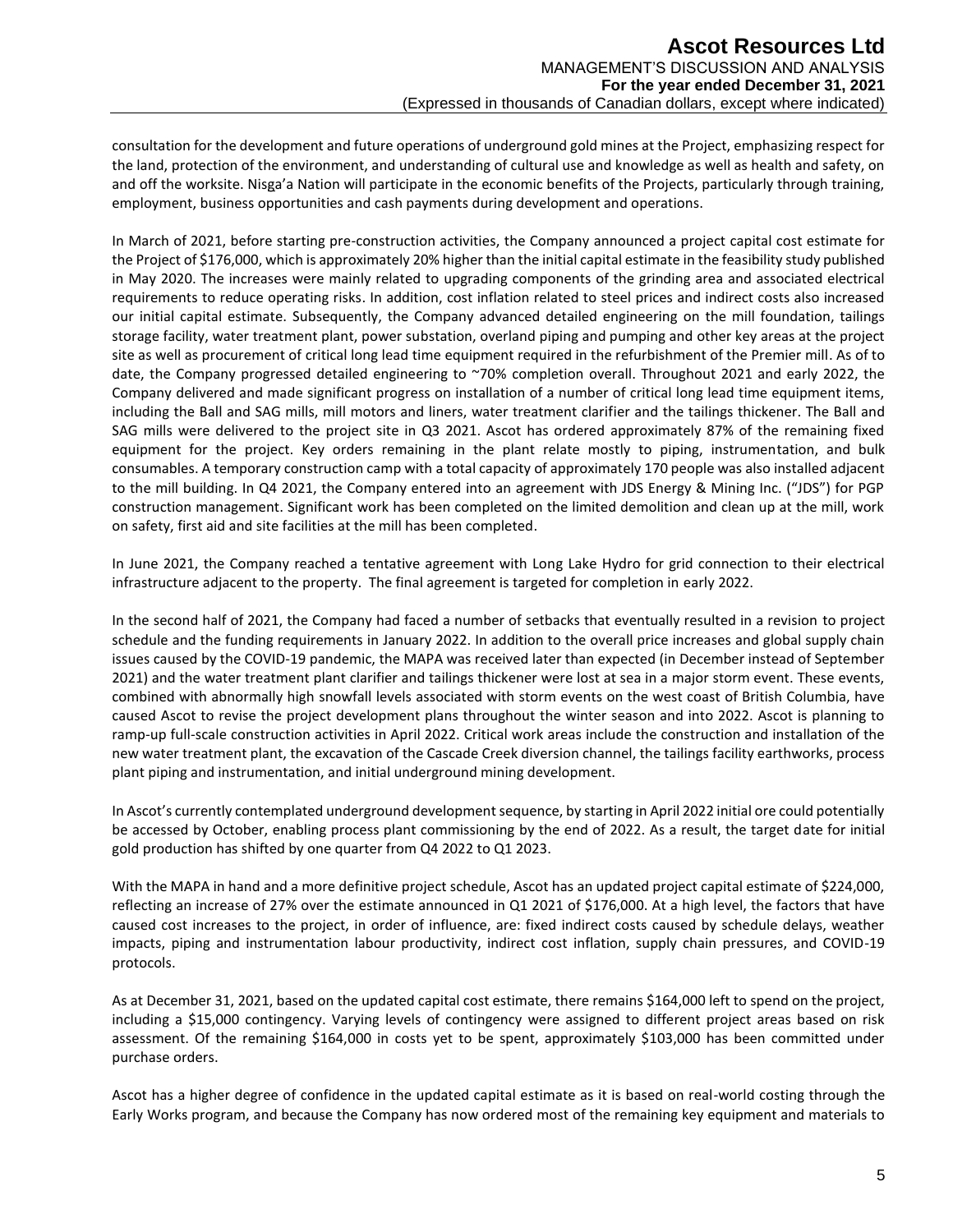consultation for the development and future operations of underground gold mines at the Project, emphasizing respect for the land, protection of the environment, and understanding of cultural use and knowledge as well as health and safety, on and off the worksite. Nisga'a Nation will participate in the economic benefits of the Projects, particularly through training, employment, business opportunities and cash payments during development and operations.

In March of 2021, before starting pre-construction activities, the Company announced a project capital cost estimate for the Project of $176,000, which is approximately 20% higher than the initial capital estimate in the feasibility study published in May 2020. The increases were mainly related to upgrading components of the grinding area and associated electrical requirements to reduce operating risks. In addition, cost inflation related to steel prices and indirect costs also increased our initial capital estimate. Subsequently, the Company advanced detailed engineering on the mill foundation, tailings storage facility, water treatment plant, power substation, overland piping and pumping and other key areas at the project site as well as procurement of critical long lead time equipment required in the refurbishment of the Premier mill. As of to date, the Company progressed detailed engineering to ~70% completion overall. Throughout 2021 and early 2022, the Company delivered and made significant progress on installation of a number of critical long lead time equipment items, including the Ball and SAG mills, mill motors and liners, water treatment clarifier and the tailings thickener. The Ball and SAG mills were delivered to the project site in Q3 2021. Ascot has ordered approximately 87% of the remaining fixed equipment for the project. Key orders remaining in the plant relate mostly to piping, instrumentation, and bulk consumables. A temporary construction camp with a total capacity of approximately 170 people was also installed adjacent to the mill building. In Q4 2021, the Company entered into an agreement with JDS Energy & Mining Inc. ("JDS") for PGP construction management. Significant work has been completed on the limited demolition and clean up at the mill, work on safety, first aid and site facilities at the mill has been completed.

In June 2021, the Company reached a tentative agreement with Long Lake Hydro for grid connection to their electrical infrastructure adjacent to the property. The final agreement is targeted for completion in early 2022.

In the second half of 2021, the Company had faced a number of setbacks that eventually resulted in a revision to project schedule and the funding requirements in January 2022. In addition to the overall price increases and global supply chain issues caused by the COVID-19 pandemic, the MAPA was received later than expected (in December instead of September 2021) and the water treatment plant clarifier and tailings thickener were lost at sea in a major storm event. These events, combined with abnormally high snowfall levels associated with storm events on the west coast of British Columbia, have caused Ascot to revise the project development plans throughout the winter season and into 2022. Ascot is planning to ramp-up full-scale construction activities in April 2022. Critical work areas include the construction and installation of the new water treatment plant, the excavation of the Cascade Creek diversion channel, the tailings facility earthworks, process plant piping and instrumentation, and initial underground mining development.

In Ascot's currently contemplated underground development sequence, by starting in April 2022 initial ore could potentially be accessed by October, enabling process plant commissioning by the end of 2022. As a result, the target date for initial gold production has shifted by one quarter from Q4 2022 to Q1 2023.

With the MAPA in hand and a more definitive project schedule, Ascot has an updated project capital estimate of $224,000, reflecting an increase of 27% over the estimate announced in Q1 2021 of $176,000. At a high level, the factors that have caused cost increases to the project, in order of influence, are: fixed indirect costs caused by schedule delays, weather impacts, piping and instrumentation labour productivity, indirect cost inflation, supply chain pressures, and COVID-19 protocols.

As at December 31, 2021, based on the updated capital cost estimate, there remains $164,000 left to spend on the project, including a $15,000 contingency. Varying levels of contingency were assigned to different project areas based on risk assessment. Of the remaining $164,000 in costs yet to be spent, approximately $103,000 has been committed under purchase orders.

Ascot has a higher degree of confidence in the updated capital estimate as it is based on real-world costing through the Early Works program, and because the Company has now ordered most of the remaining key equipment and materials to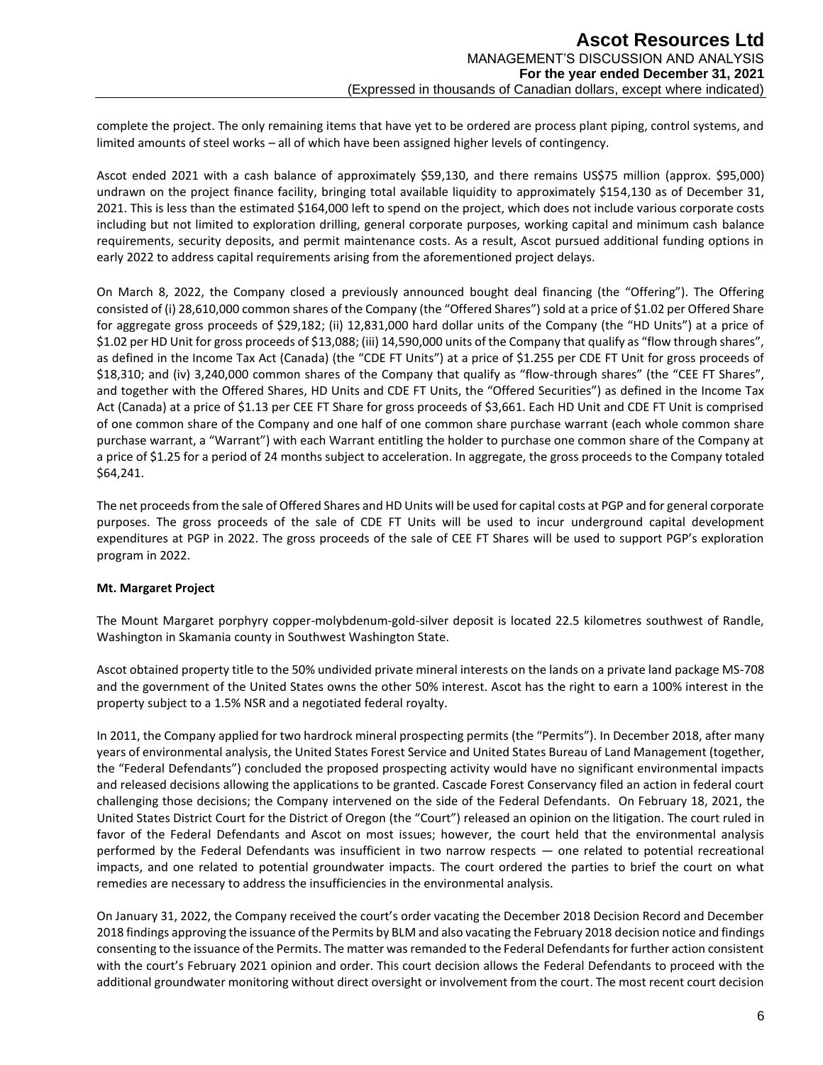complete the project. The only remaining items that have yet to be ordered are process plant piping, control systems, and limited amounts of steel works – all of which have been assigned higher levels of contingency.

Ascot ended 2021 with a cash balance of approximately $59,130, and there remains US$75 million (approx. $95,000) undrawn on the project finance facility, bringing total available liquidity to approximately $154,130 as of December 31, 2021. This is less than the estimated $164,000 left to spend on the project, which does not include various corporate costs including but not limited to exploration drilling, general corporate purposes, working capital and minimum cash balance requirements, security deposits, and permit maintenance costs. As a result, Ascot pursued additional funding options in early 2022 to address capital requirements arising from the aforementioned project delays.

On March 8, 2022, the Company closed a previously announced bought deal financing (the "Offering"). The Offering consisted of (i) 28,610,000 common shares of the Company (the "Offered Shares") sold at a price of $1.02 per Offered Share for aggregate gross proceeds of $29,182; (ii) 12,831,000 hard dollar units of the Company (the "HD Units") at a price of $1.02 per HD Unit for gross proceeds of $13,088; (iii) 14,590,000 units of the Company that qualify as "flow through shares", as defined in the Income Tax Act (Canada) (the "CDE FT Units") at a price of $1.255 per CDE FT Unit for gross proceeds of $18,310; and (iv) 3,240,000 common shares of the Company that qualify as "flow-through shares" (the "CEE FT Shares", and together with the Offered Shares, HD Units and CDE FT Units, the "Offered Securities") as defined in the Income Tax Act (Canada) at a price of $1.13 per CEE FT Share for gross proceeds of $3,661. Each HD Unit and CDE FT Unit is comprised of one common share of the Company and one half of one common share purchase warrant (each whole common share purchase warrant, a "Warrant") with each Warrant entitling the holder to purchase one common share of the Company at a price of $1.25 for a period of 24 months subject to acceleration. In aggregate, the gross proceeds to the Company totaled $64,241.

The net proceeds from the sale of Offered Shares and HD Units will be used for capital costs at PGP and for general corporate purposes. The gross proceeds of the sale of CDE FT Units will be used to incur underground capital development expenditures at PGP in 2022. The gross proceeds of the sale of CEE FT Shares will be used to support PGP's exploration program in 2022.

**Mt. Margaret Project**

The Mount Margaret porphyry copper-molybdenum-gold-silver deposit is located 22.5 kilometres southwest of Randle, Washington in Skamania county in Southwest Washington State.

Ascot obtained property title to the 50% undivided private mineral interests on the lands on a private land package MS-708 and the government of the United States owns the other 50% interest. Ascot has the right to earn a 100% interest in the property subject to a 1.5% NSR and a negotiated federal royalty.

In 2011, the Company applied for two hardrock mineral prospecting permits (the "Permits"). In December 2018, after many years of environmental analysis, the United States Forest Service and United States Bureau of Land Management (together, the "Federal Defendants") concluded the proposed prospecting activity would have no significant environmental impacts and released decisions allowing the applications to be granted. Cascade Forest Conservancy filed an action in federal court challenging those decisions; the Company intervened on the side of the Federal Defendants. On February 18, 2021, the United States District Court for the District of Oregon (the "Court") released an opinion on the litigation. The court ruled in favor of the Federal Defendants and Ascot on most issues; however, the court held that the environmental analysis performed by the Federal Defendants was insufficient in two narrow respects — one related to potential recreational impacts, and one related to potential groundwater impacts. The court ordered the parties to brief the court on what remedies are necessary to address the insufficiencies in the environmental analysis.

On January 31, 2022, the Company received the court's order vacating the December 2018 Decision Record and December 2018 findings approving the issuance of the Permits by BLM and also vacating the February 2018 decision notice and findings consenting to the issuance of the Permits. The matter was remanded to the Federal Defendants for further action consistent with the court's February 2021 opinion and order. This court decision allows the Federal Defendants to proceed with the additional groundwater monitoring without direct oversight or involvement from the court. The most recent court decision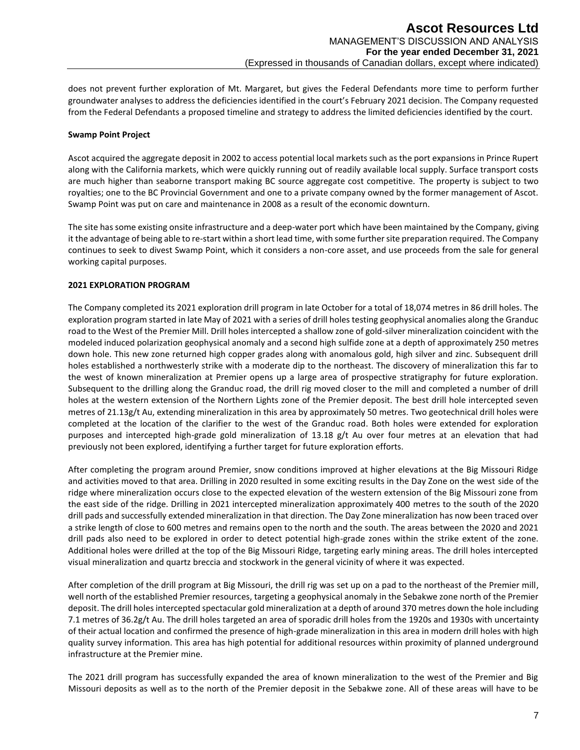does not prevent further exploration of Mt. Margaret, but gives the Federal Defendants more time to perform further groundwater analyses to address the deficiencies identified in the court's February 2021 decision. The Company requested from the Federal Defendants a proposed timeline and strategy to address the limited deficiencies identified by the court.

**Swamp Point Project**

Ascot acquired the aggregate deposit in 2002 to access potential local markets such as the port expansions in Prince Rupert along with the California markets, which were quickly running out of readily available local supply. Surface transport costs are much higher than seaborne transport making BC source aggregate cost competitive. The property is subject to two royalties; one to the BC Provincial Government and one to a private company owned by the former management of Ascot. Swamp Point was put on care and maintenance in 2008 as a result of the economic downturn.

The site has some existing onsite infrastructure and a deep-water port which have been maintained by the Company, giving it the advantage of being able to re-start within a short lead time, with some further site preparation required. The Company continues to seek to divest Swamp Point, which it considers a non-core asset, and use proceeds from the sale for general working capital purposes.

## 2021 EXPLORATION PROGRAM

The Company completed its 2021 exploration drill program in late October for a total of 18,074 metres in 86 drill holes. The exploration program started in late May of 2021 with a series of drill holes testing geophysical anomalies along the Granduc road to the West of the Premier Mill. Drill holes intercepted a shallow zone of gold-silver mineralization coincident with the modeled induced polarization geophysical anomaly and a second high sulfide zone at a depth of approximately 250 metres down hole. This new zone returned high copper grades along with anomalous gold, high silver and zinc. Subsequent drill holes established a northwesterly strike with a moderate dip to the northeast. The discovery of mineralization this far to the west of known mineralization at Premier opens up a large area of prospective stratigraphy for future exploration. Subsequent to the drilling along the Granduc road, the drill rig moved closer to the mill and completed a number of drill holes at the western extension of the Northern Lights zone of the Premier deposit. The best drill hole intercepted seven metres of 21.13g/t Au, extending mineralization in this area by approximately 50 metres. Two geotechnical drill holes were completed at the location of the clarifier to the west of the Granduc road. Both holes were extended for exploration purposes and intercepted high-grade gold mineralization of 13.18 g/t Au over four metres at an elevation that had previously not been explored, identifying a further target for future exploration efforts.

After completing the program around Premier, snow conditions improved at higher elevations at the Big Missouri Ridge and activities moved to that area. Drilling in 2020 resulted in some exciting results in the Day Zone on the west side of the ridge where mineralization occurs close to the expected elevation of the western extension of the Big Missouri zone from the east side of the ridge. Drilling in 2021 intercepted mineralization approximately 400 metres to the south of the 2020 drill pads and successfully extended mineralization in that direction. The Day Zone mineralization has now been traced over a strike length of close to 600 metres and remains open to the north and the south. The areas between the 2020 and 2021 drill pads also need to be explored in order to detect potential high-grade zones within the strike extent of the zone. Additional holes were drilled at the top of the Big Missouri Ridge, targeting early mining areas. The drill holes intercepted visual mineralization and quartz breccia and stockwork in the general vicinity of where it was expected.

After completion of the drill program at Big Missouri, the drill rig was set up on a pad to the northeast of the Premier mill, well north of the established Premier resources, targeting a geophysical anomaly in the Sebakwe zone north of the Premier deposit. The drill holes intercepted spectacular gold mineralization at a depth of around 370 metres down the hole including 7.1 metres of 36.2g/t Au. The drill holes targeted an area of sporadic drill holes from the 1920s and 1930s with uncertainty of their actual location and confirmed the presence of high-grade mineralization in this area in modern drill holes with high quality survey information. This area has high potential for additional resources within proximity of planned underground infrastructure at the Premier mine.

The 2021 drill program has successfully expanded the area of known mineralization to the west of the Premier and Big Missouri deposits as well as to the north of the Premier deposit in the Sebakwe zone. All of these areas will have to be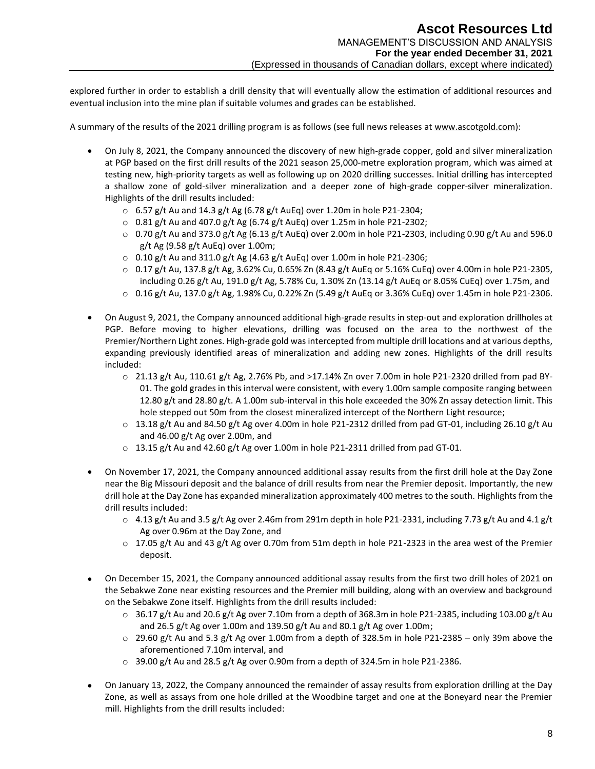explored further in order to establish a drill density that will eventually allow the estimation of additional resources and eventual inclusion into the mine plan if suitable volumes and grades can be established.

A summary of the results of the 2021 drilling program is as follows (see full news releases at www.ascotgold.com):

- On July 8, 2021, the Company announced the discovery of new high-grade copper, gold and silver mineralization at PGP based on the first drill results of the 2021 season 25,000-metre exploration program, which was aimed at testing new, high-priority targets as well as following up on 2020 drilling successes. Initial drilling has intercepted a shallow zone of gold-silver mineralization and a deeper zone of high-grade copper-silver mineralization. Highlights of the drill results included:
  - 6.57 g/t Au and 14.3 g/t Ag (6.78 g/t AuEq) over 1.20m in hole P21-2304;
  - 0.81 g/t Au and 407.0 g/t Ag (6.74 g/t AuEq) over 1.25m in hole P21-2302;
  - 0.70 g/t Au and 373.0 g/t Ag (6.13 g/t AuEq) over 2.00m in hole P21-2303, including 0.90 g/t Au and 596.0 g/t Ag (9.58 g/t AuEq) over 1.00m;
  - 0.10 g/t Au and 311.0 g/t Ag (4.63 g/t AuEq) over 1.00m in hole P21-2306;
  - 0.17 g/t Au, 137.8 g/t Ag, 3.62% Cu, 0.65% Zn (8.43 g/t AuEq or 5.16% CuEq) over 4.00m in hole P21-2305, including 0.26 g/t Au, 191.0 g/t Ag, 5.78% Cu, 1.30% Zn (13.14 g/t AuEq or 8.05% CuEq) over 1.75m, and
  - 0.16 g/t Au, 137.0 g/t Ag, 1.98% Cu, 0.22% Zn (5.49 g/t AuEq or 3.36% CuEq) over 1.45m in hole P21-2306.

- On August 9, 2021, the Company announced additional high-grade results in step-out and exploration drillholes at PGP. Before moving to higher elevations, drilling was focused on the area to the northwest of the Premier/Northern Light zones. High-grade gold was intercepted from multiple drill locations and at various depths, expanding previously identified areas of mineralization and adding new zones. Highlights of the drill results included:
  - 21.13 g/t Au, 110.61 g/t Ag, 2.76% Pb, and >17.14% Zn over 7.00m in hole P21-2320 drilled from pad BY-01. The gold grades in this interval were consistent, with every 1.00m sample composite ranging between 12.80 g/t and 28.80 g/t. A 1.00m sub-interval in this hole exceeded the 30% Zn assay detection limit. This hole stepped out 50m from the closest mineralized intercept of the Northern Light resource;
  - 13.18 g/t Au and 84.50 g/t Ag over 4.00m in hole P21-2312 drilled from pad GT-01, including 26.10 g/t Au and 46.00 g/t Ag over 2.00m, and
  - 13.15 g/t Au and 42.60 g/t Ag over 1.00m in hole P21-2311 drilled from pad GT-01.

- On November 17, 2021, the Company announced additional assay results from the first drill hole at the Day Zone near the Big Missouri deposit and the balance of drill results from near the Premier deposit. Importantly, the new drill hole at the Day Zone has expanded mineralization approximately 400 metres to the south. Highlights from the drill results included:
  - 4.13 g/t Au and 3.5 g/t Ag over 2.46m from 291m depth in hole P21-2331, including 7.73 g/t Au and 4.1 g/t Ag over 0.96m at the Day Zone, and
  - 17.05 g/t Au and 43 g/t Ag over 0.70m from 51m depth in hole P21-2323 in the area west of the Premier deposit.

- On December 15, 2021, the Company announced additional assay results from the first two drill holes of 2021 on the Sebakwe Zone near existing resources and the Premier mill building, along with an overview and background on the Sebakwe Zone itself. Highlights from the drill results included:
  - 36.17 g/t Au and 20.6 g/t Ag over 7.10m from a depth of 368.3m in hole P21-2385, including 103.00 g/t Au and 26.5 g/t Ag over 1.00m and 139.50 g/t Au and 80.1 g/t Ag over 1.00m;
  - 29.60 g/t Au and 5.3 g/t Ag over 1.00m from a depth of 328.5m in hole P21-2385 – only 39m above the aforementioned 7.10m interval, and
  - 39.00 g/t Au and 28.5 g/t Ag over 0.90m from a depth of 324.5m in hole P21-2386.

- On January 13, 2022, the Company announced the remainder of assay results from exploration drilling at the Day Zone, as well as assays from one hole drilled at the Woodbine target and one at the Boneyard near the Premier mill. Highlights from the drill results included: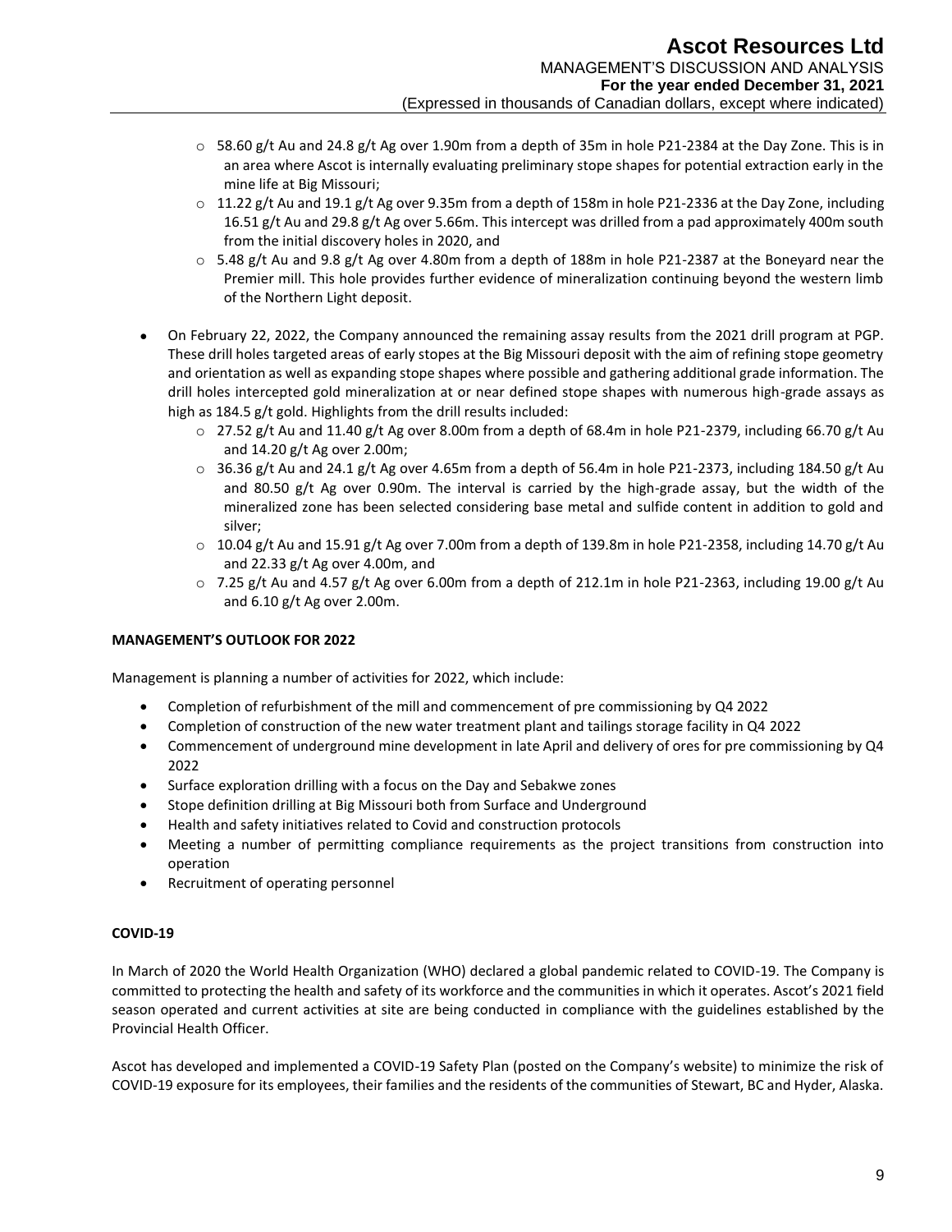- 58.60 g/t Au and 24.8 g/t Ag over 1.90m from a depth of 35m in hole P21-2384 at the Day Zone. This is in an area where Ascot is internally evaluating preliminary stope shapes for potential extraction early in the mine life at Big Missouri;
  - 11.22 g/t Au and 19.1 g/t Ag over 9.35m from a depth of 158m in hole P21-2336 at the Day Zone, including 16.51 g/t Au and 29.8 g/t Ag over 5.66m. This intercept was drilled from a pad approximately 400m south from the initial discovery holes in 2020, and
  - 5.48 g/t Au and 9.8 g/t Ag over 4.80m from a depth of 188m in hole P21-2387 at the Boneyard near the Premier mill. This hole provides further evidence of mineralization continuing beyond the western limb of the Northern Light deposit.

- On February 22, 2022, the Company announced the remaining assay results from the 2021 drill program at PGP. These drill holes targeted areas of early stopes at the Big Missouri deposit with the aim of refining stope geometry and orientation as well as expanding stope shapes where possible and gathering additional grade information. The drill holes intercepted gold mineralization at or near defined stope shapes with numerous high-grade assays as high as 184.5 g/t gold. Highlights from the drill results included:
  - 27.52 g/t Au and 11.40 g/t Ag over 8.00m from a depth of 68.4m in hole P21-2379, including 66.70 g/t Au and 14.20 g/t Ag over 2.00m;
  - 36.36 g/t Au and 24.1 g/t Ag over 4.65m from a depth of 56.4m in hole P21-2373, including 184.50 g/t Au and 80.50 g/t Ag over 0.90m. The interval is carried by the high-grade assay, but the width of the mineralized zone has been selected considering base metal and sulfide content in addition to gold and silver;
  - 10.04 g/t Au and 15.91 g/t Ag over 7.00m from a depth of 139.8m in hole P21-2358, including 14.70 g/t Au and 22.33 g/t Ag over 4.00m, and
  - 7.25 g/t Au and 4.57 g/t Ag over 6.00m from a depth of 212.1m in hole P21-2363, including 19.00 g/t Au and 6.10 g/t Ag over 2.00m.

**MANAGEMENT'S OUTLOOK FOR 2022**

Management is planning a number of activities for 2022, which include:

- Completion of refurbishment of the mill and commencement of pre commissioning by Q4 2022
- Completion of construction of the new water treatment plant and tailings storage facility in Q4 2022
- Commencement of underground mine development in late April and delivery of ores for pre commissioning by Q4 2022
- Surface exploration drilling with a focus on the Day and Sebakwe zones
- Stope definition drilling at Big Missouri both from Surface and Underground
- Health and safety initiatives related to Covid and construction protocols
- Meeting a number of permitting compliance requirements as the project transitions from construction into operation
- Recruitment of operating personnel

**COVID-19**

In March of 2020 the World Health Organization (WHO) declared a global pandemic related to COVID-19. The Company is committed to protecting the health and safety of its workforce and the communities in which it operates. Ascot's 2021 field season operated and current activities at site are being conducted in compliance with the guidelines established by the Provincial Health Officer.

Ascot has developed and implemented a COVID-19 Safety Plan (posted on the Company's website) to minimize the risk of COVID-19 exposure for its employees, their families and the residents of the communities of Stewart, BC and Hyder, Alaska.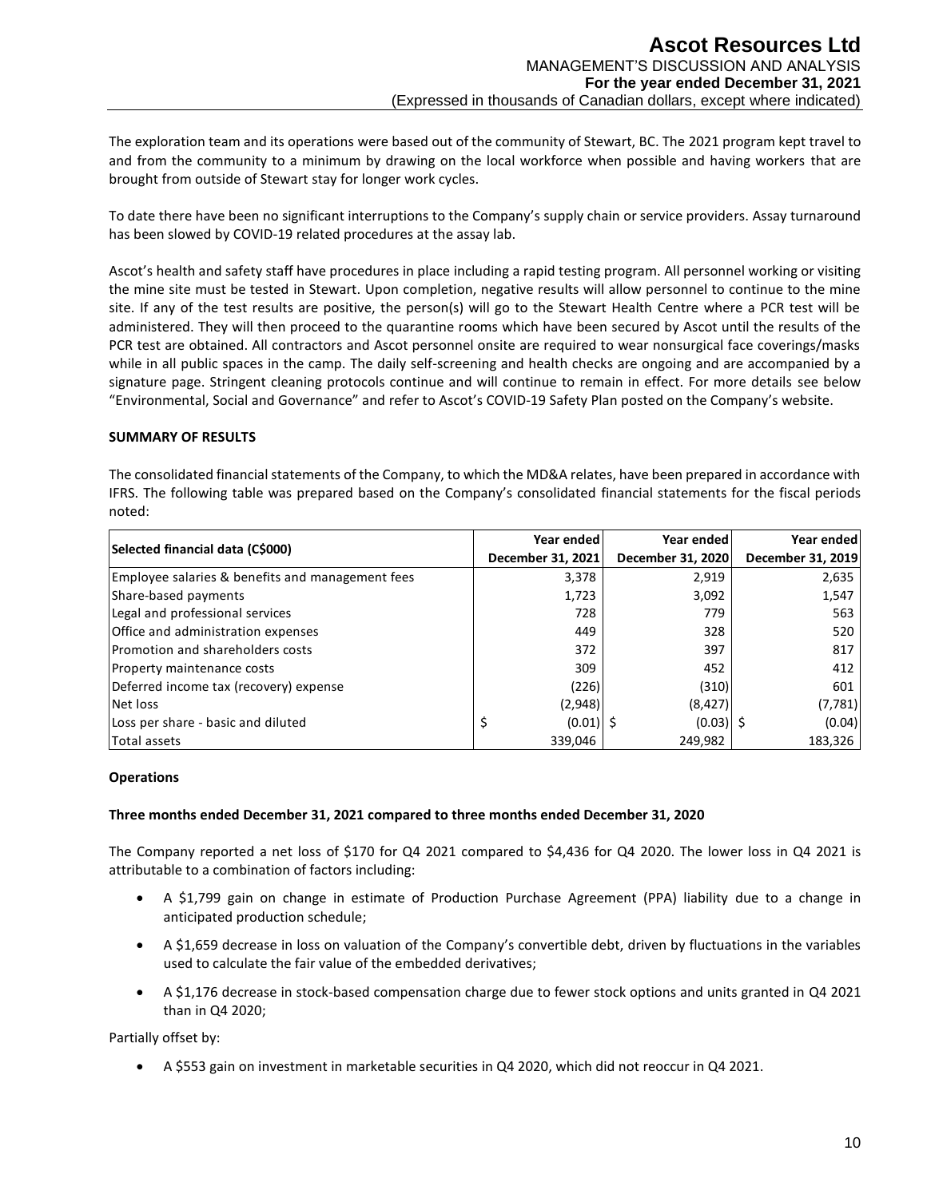The exploration team and its operations were based out of the community of Stewart, BC. The 2021 program kept travel to and from the community to a minimum by drawing on the local workforce when possible and having workers that are brought from outside of Stewart stay for longer work cycles.

To date there have been no significant interruptions to the Company's supply chain or service providers. Assay turnaround has been slowed by COVID-19 related procedures at the assay lab.

Ascot's health and safety staff have procedures in place including a rapid testing program. All personnel working or visiting the mine site must be tested in Stewart. Upon completion, negative results will allow personnel to continue to the mine site. If any of the test results are positive, the person(s) will go to the Stewart Health Centre where a PCR test will be administered. They will then proceed to the quarantine rooms which have been secured by Ascot until the results of the PCR test are obtained. All contractors and Ascot personnel onsite are required to wear nonsurgical face coverings/masks while in all public spaces in the camp. The daily self-screening and health checks are ongoing and are accompanied by a signature page. Stringent cleaning protocols continue and will continue to remain in effect. For more details see below "Environmental, Social and Governance" and refer to Ascot's COVID-19 Safety Plan posted on the Company's website.

## SUMMARY OF RESULTS

The consolidated financial statements of the Company, to which the MD&A relates, have been prepared in accordance with IFRS. The following table was prepared based on the Company's consolidated financial statements for the fiscal periods noted:

| Selected financial data (C$000) | Year ended December 31, 2021 | Year ended December 31, 2020 | Year ended December 31, 2019 |
|---|---|---|---|
| Employee salaries & benefits and management fees | 3,378 | 2,919 | 2,635 |
| Share-based payments | 1,723 | 3,092 | 1,547 |
| Legal and professional services | 728 | 779 | 563 |
| Office and administration expenses | 449 | 328 | 520 |
| Promotion and shareholders costs | 372 | 397 | 817 |
| Property maintenance costs | 309 | 452 | 412 |
| Deferred income tax (recovery) expense | (226) | (310) | 601 |
| Net loss | (2,948) | (8,427) | (7,781) |
| Loss per share - basic and diluted | $ (0.01) | $ (0.03) | $ (0.04) |
| Total assets | 339,046 | 249,982 | 183,326 |

### Operations

### Three months ended December 31, 2021 compared to three months ended December 31, 2020

The Company reported a net loss of $170 for Q4 2021 compared to $4,436 for Q4 2020. The lower loss in Q4 2021 is attributable to a combination of factors including:

- A $1,799 gain on change in estimate of Production Purchase Agreement (PPA) liability due to a change in anticipated production schedule;
- A $1,659 decrease in loss on valuation of the Company's convertible debt, driven by fluctuations in the variables used to calculate the fair value of the embedded derivatives;
- A $1,176 decrease in stock-based compensation charge due to fewer stock options and units granted in Q4 2021 than in Q4 2020;

Partially offset by:

- A $553 gain on investment in marketable securities in Q4 2020, which did not reoccur in Q4 2021.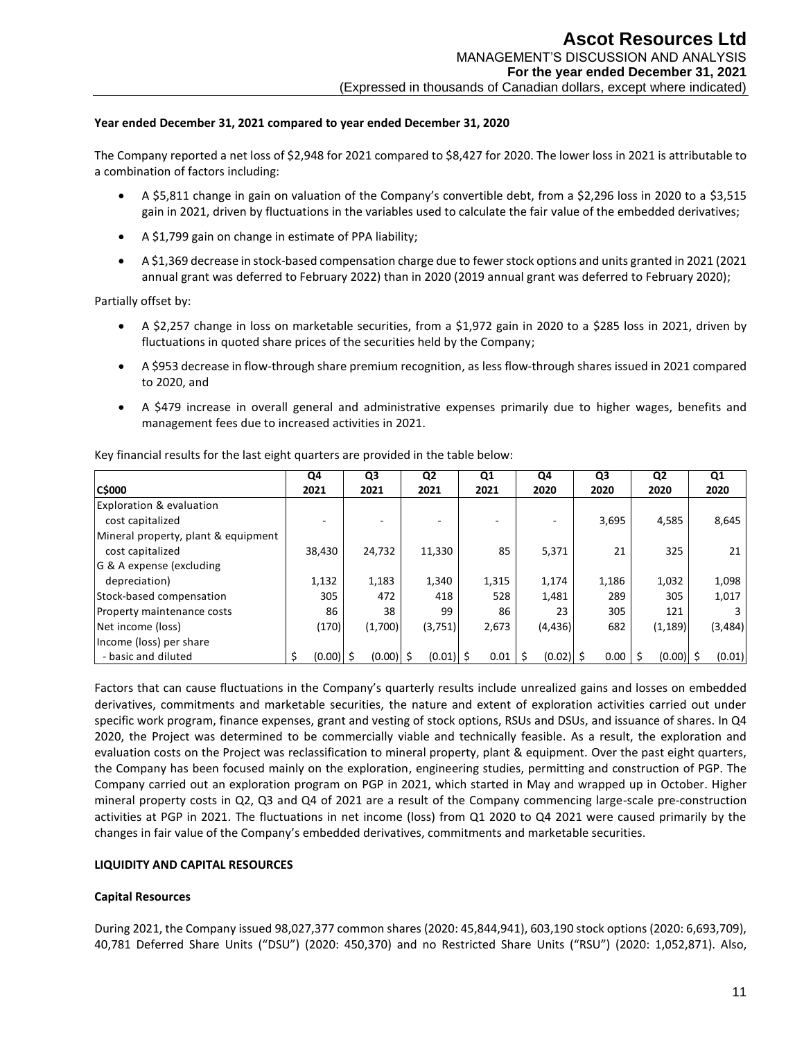**Year ended December 31, 2021 compared to year ended December 31, 2020**

The Company reported a net loss of $2,948 for 2021 compared to $8,427 for 2020. The lower loss in 2021 is attributable to a combination of factors including:

- A $5,811 change in gain on valuation of the Company's convertible debt, from a $2,296 loss in 2020 to a $3,515 gain in 2021, driven by fluctuations in the variables used to calculate the fair value of the embedded derivatives;
- A $1,799 gain on change in estimate of PPA liability;
- A $1,369 decrease in stock-based compensation charge due to fewer stock options and units granted in 2021 (2021 annual grant was deferred to February 2022) than in 2020 (2019 annual grant was deferred to February 2020);

Partially offset by:

- A $2,257 change in loss on marketable securities, from a $1,972 gain in 2020 to a $285 loss in 2021, driven by fluctuations in quoted share prices of the securities held by the Company;
- A $953 decrease in flow-through share premium recognition, as less flow-through shares issued in 2021 compared to 2020, and
- A $479 increase in overall general and administrative expenses primarily due to higher wages, benefits and management fees due to increased activities in 2021.

Key financial results for the last eight quarters are provided in the table below:

| C$000 | Q4 2021 | Q3 2021 | Q2 2021 | Q1 2021 | Q4 2020 | Q3 2020 | Q2 2020 | Q1 2020 |
|---|---|---|---|---|---|---|---|---|
| Exploration & evaluation cost capitalized | - | - | - | - | - | 3,695 | 4,585 | 8,645 |
| Mineral property, plant & equipment cost capitalized | 38,430 | 24,732 | 11,330 | 85 | 5,371 | 21 | 325 | 21 |
| G & A expense (excluding depreciation) | 1,132 | 1,183 | 1,340 | 1,315 | 1,174 | 1,186 | 1,032 | 1,098 |
| Stock-based compensation | 305 | 472 | 418 | 528 | 1,481 | 289 | 305 | 1,017 |
| Property maintenance costs | 86 | 38 | 99 | 86 | 23 | 305 | 121 | 3 |
| Net income (loss) | (170) | (1,700) | (3,751) | 2,673 | (4,436) | 682 | (1,189) | (3,484) |
| Income (loss) per share - basic and diluted | $ (0.00) | $ (0.00) | $ (0.01) | $ 0.01 | $ (0.02) | $ 0.00 | $ (0.00) | $ (0.01) |

Factors that can cause fluctuations in the Company's quarterly results include unrealized gains and losses on embedded derivatives, commitments and marketable securities, the nature and extent of exploration activities carried out under specific work program, finance expenses, grant and vesting of stock options, RSUs and DSUs, and issuance of shares. In Q4 2020, the Project was determined to be commercially viable and technically feasible. As a result, the exploration and evaluation costs on the Project was reclassification to mineral property, plant & equipment. Over the past eight quarters, the Company has been focused mainly on the exploration, engineering studies, permitting and construction of PGP. The Company carried out an exploration program on PGP in 2021, which started in May and wrapped up in October. Higher mineral property costs in Q2, Q3 and Q4 of 2021 are a result of the Company commencing large-scale pre-construction activities at PGP in 2021. The fluctuations in net income (loss) from Q1 2020 to Q4 2021 were caused primarily by the changes in fair value of the Company's embedded derivatives, commitments and marketable securities.

**LIQUIDITY AND CAPITAL RESOURCES**

**Capital Resources**

During 2021, the Company issued 98,027,377 common shares (2020: 45,844,941), 603,190 stock options (2020: 6,693,709), 40,781 Deferred Share Units ("DSU") (2020: 450,370) and no Restricted Share Units ("RSU") (2020: 1,052,871). Also,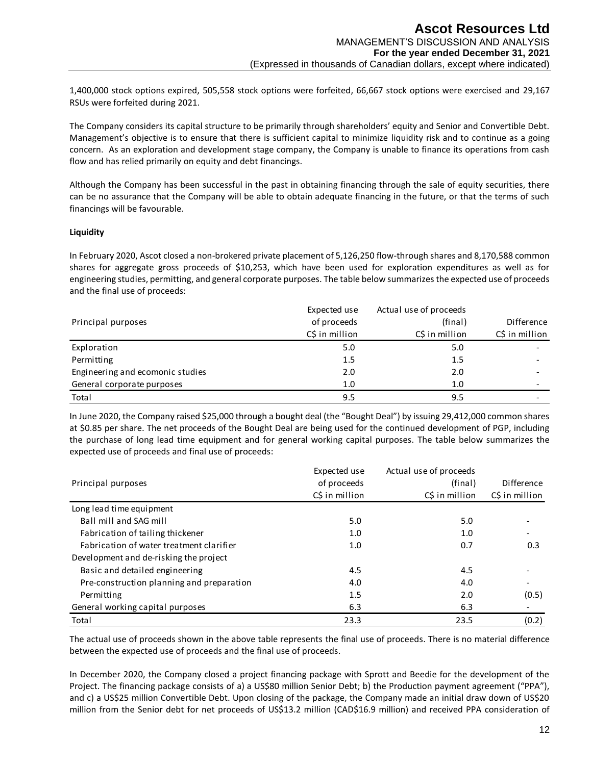1,400,000 stock options expired, 505,558 stock options were forfeited, 66,667 stock options were exercised and 29,167 RSUs were forfeited during 2021.

The Company considers its capital structure to be primarily through shareholders' equity and Senior and Convertible Debt. Management's objective is to ensure that there is sufficient capital to minimize liquidity risk and to continue as a going concern. As an exploration and development stage company, the Company is unable to finance its operations from cash flow and has relied primarily on equity and debt financings.

Although the Company has been successful in the past in obtaining financing through the sale of equity securities, there can be no assurance that the Company will be able to obtain adequate financing in the future, or that the terms of such financings will be favourable.

**Liquidity**

In February 2020, Ascot closed a non-brokered private placement of 5,126,250 flow-through shares and 8,170,588 common shares for aggregate gross proceeds of $10,253, which have been used for exploration expenditures as well as for engineering studies, permitting, and general corporate purposes. The table below summarizes the expected use of proceeds and the final use of proceeds:

| Principal purposes | Expected use of proceeds C$ in million | Actual use of proceeds (final) C$ in million | Difference C$ in million |
|---|---|---|---|
| Exploration | 5.0 | 5.0 | - |
| Permitting | 1.5 | 1.5 | - |
| Engineering and ecomonic studies | 2.0 | 2.0 | - |
| General corporate purposes | 1.0 | 1.0 | - |
| Total | 9.5 | 9.5 | - |

In June 2020, the Company raised $25,000 through a bought deal (the "Bought Deal") by issuing 29,412,000 common shares at $0.85 per share. The net proceeds of the Bought Deal are being used for the continued development of PGP, including the purchase of long lead time equipment and for general working capital purposes. The table below summarizes the expected use of proceeds and final use of proceeds:

| Principal purposes | Expected use of proceeds C$ in million | Actual use of proceeds (final) C$ in million | Difference C$ in million |
|---|---|---|---|
| Long lead time equipment | | | |
| Ball mill and SAG mill | 5.0 | 5.0 | - |
| Fabrication of tailing thickener | 1.0 | 1.0 | - |
| Fabrication of water treatment clarifier | 1.0 | 0.7 | 0.3 |
| Development and de-risking the project | | | |
| Basic and detailed engineering | 4.5 | 4.5 | - |
| Pre-construction planning and preparation | 4.0 | 4.0 | - |
| Permitting | 1.5 | 2.0 | (0.5) |
| General working capital purposes | 6.3 | 6.3 | - |
| Total | 23.3 | 23.5 | (0.2) |

The actual use of proceeds shown in the above table represents the final use of proceeds. There is no material difference between the expected use of proceeds and the final use of proceeds.

In December 2020, the Company closed a project financing package with Sprott and Beedie for the development of the Project. The financing package consists of a) a US$80 million Senior Debt; b) the Production payment agreement ("PPA"), and c) a US$25 million Convertible Debt. Upon closing of the package, the Company made an initial draw down of US$20 million from the Senior debt for net proceeds of US$13.2 million (CAD$16.9 million) and received PPA consideration of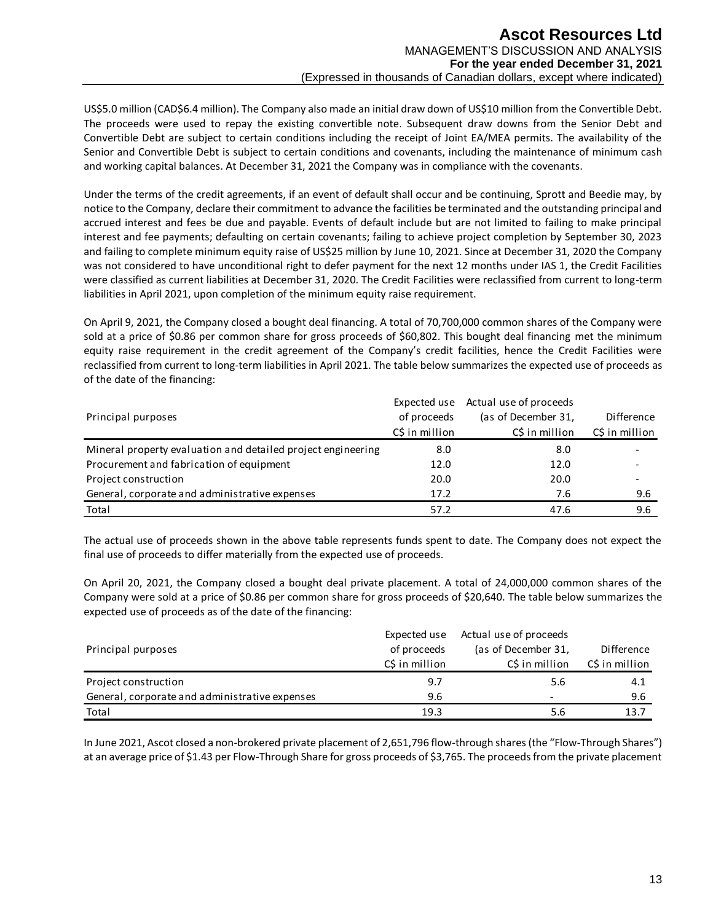US$5.0 million (CAD$6.4 million). The Company also made an initial draw down of US$10 million from the Convertible Debt. The proceeds were used to repay the existing convertible note. Subsequent draw downs from the Senior Debt and Convertible Debt are subject to certain conditions including the receipt of Joint EA/MEA permits. The availability of the Senior and Convertible Debt is subject to certain conditions and covenants, including the maintenance of minimum cash and working capital balances. At December 31, 2021 the Company was in compliance with the covenants.

Under the terms of the credit agreements, if an event of default shall occur and be continuing, Sprott and Beedie may, by notice to the Company, declare their commitment to advance the facilities be terminated and the outstanding principal and accrued interest and fees be due and payable. Events of default include but are not limited to failing to make principal interest and fee payments; defaulting on certain covenants; failing to achieve project completion by September 30, 2023 and failing to complete minimum equity raise of US$25 million by June 10, 2021. Since at December 31, 2020 the Company was not considered to have unconditional right to defer payment for the next 12 months under IAS 1, the Credit Facilities were classified as current liabilities at December 31, 2020. The Credit Facilities were reclassified from current to long-term liabilities in April 2021, upon completion of the minimum equity raise requirement.

On April 9, 2021, the Company closed a bought deal financing. A total of 70,700,000 common shares of the Company were sold at a price of $0.86 per common share for gross proceeds of $60,802. This bought deal financing met the minimum equity raise requirement in the credit agreement of the Company's credit facilities, hence the Credit Facilities were reclassified from current to long-term liabilities in April 2021. The table below summarizes the expected use of proceeds as of the date of the financing:

| Principal purposes | Expected use of proceeds C$ in million | Actual use of proceeds (as of December 31, C$ in million | Difference C$ in million |
|---|---|---|---|
| Mineral property evaluation and detailed project engineering | 8.0 | 8.0 | - |
| Procurement and fabrication of equipment | 12.0 | 12.0 | - |
| Project construction | 20.0 | 20.0 | - |
| General, corporate and administrative expenses | 17.2 | 7.6 | 9.6 |
| Total | 57.2 | 47.6 | 9.6 |

The actual use of proceeds shown in the above table represents funds spent to date. The Company does not expect the final use of proceeds to differ materially from the expected use of proceeds.

On April 20, 2021, the Company closed a bought deal private placement. A total of 24,000,000 common shares of the Company were sold at a price of $0.86 per common share for gross proceeds of $20,640. The table below summarizes the expected use of proceeds as of the date of the financing:

| Principal purposes | Expected use of proceeds C$ in million | Actual use of proceeds (as of December 31, C$ in million | Difference C$ in million |
|---|---|---|---|
| Project construction | 9.7 | 5.6 | 4.1 |
| General, corporate and administrative expenses | 9.6 | - | 9.6 |
| Total | 19.3 | 5.6 | 13.7 |

In June 2021, Ascot closed a non-brokered private placement of 2,651,796 flow-through shares (the "Flow-Through Shares") at an average price of $1.43 per Flow-Through Share for gross proceeds of $3,765. The proceeds from the private placement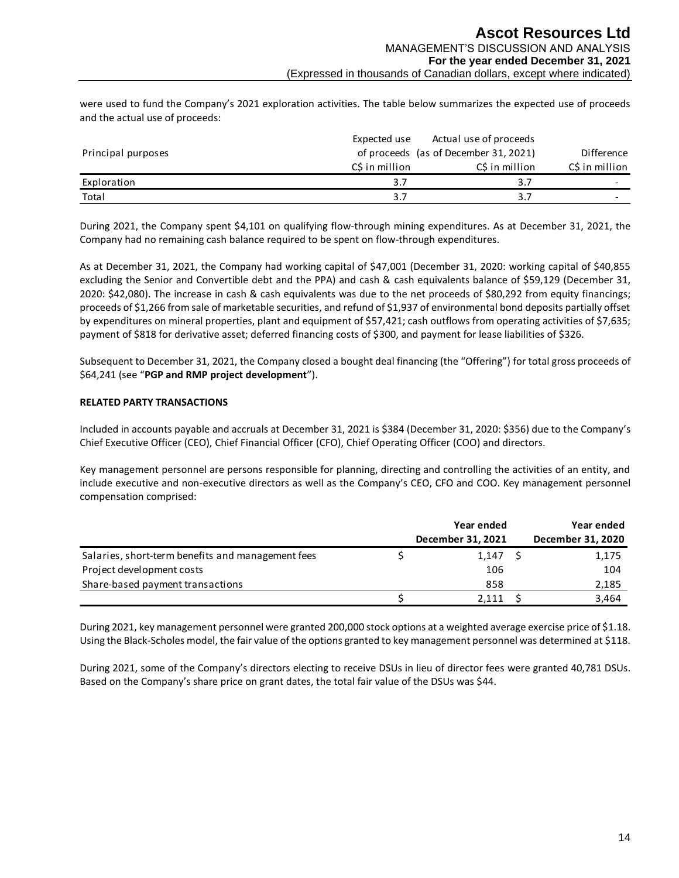were used to fund the Company's 2021 exploration activities. The table below summarizes the expected use of proceeds and the actual use of proceeds:

| Principal purposes | Expected use of proceeds C$ in million | Actual use of proceeds (as of December 31, 2021) C$ in million | Difference C$ in million |
|---|---|---|---|
| Exploration | 3.7 | 3.7 | - |
| Total | 3.7 | 3.7 | - |

During 2021, the Company spent $4,101 on qualifying flow-through mining expenditures. As at December 31, 2021, the Company had no remaining cash balance required to be spent on flow-through expenditures.

As at December 31, 2021, the Company had working capital of $47,001 (December 31, 2020: working capital of $40,855 excluding the Senior and Convertible debt and the PPA) and cash & cash equivalents balance of $59,129 (December 31, 2020: $42,080). The increase in cash & cash equivalents was due to the net proceeds of $80,292 from equity financings; proceeds of $1,266 from sale of marketable securities, and refund of $1,937 of environmental bond deposits partially offset by expenditures on mineral properties, plant and equipment of $57,421; cash outflows from operating activities of $7,635; payment of $818 for derivative asset; deferred financing costs of $300, and payment for lease liabilities of $326.

Subsequent to December 31, 2021, the Company closed a bought deal financing (the "Offering") for total gross proceeds of $64,241 (see "**PGP and RMP project development**").

**RELATED PARTY TRANSACTIONS**

Included in accounts payable and accruals at December 31, 2021 is $384 (December 31, 2020: $356) due to the Company's Chief Executive Officer (CEO), Chief Financial Officer (CFO), Chief Operating Officer (COO) and directors.

Key management personnel are persons responsible for planning, directing and controlling the activities of an entity, and include executive and non-executive directors as well as the Company's CEO, CFO and COO. Key management personnel compensation comprised:

| | Year ended December 31, 2021 | Year ended December 31, 2020 |
|---|---|---|
| Salaries, short-term benefits and management fees | $ 1,147 | $ 1,175 |
| Project development costs | 106 | 104 |
| Share-based payment transactions | 858 | 2,185 |
| | $ 2,111 | $ 3,464 |

During 2021, key management personnel were granted 200,000 stock options at a weighted average exercise price of $1.18. Using the Black-Scholes model, the fair value of the options granted to key management personnel was determined at $118.

During 2021, some of the Company's directors electing to receive DSUs in lieu of director fees were granted 40,781 DSUs. Based on the Company's share price on grant dates, the total fair value of the DSUs was $44.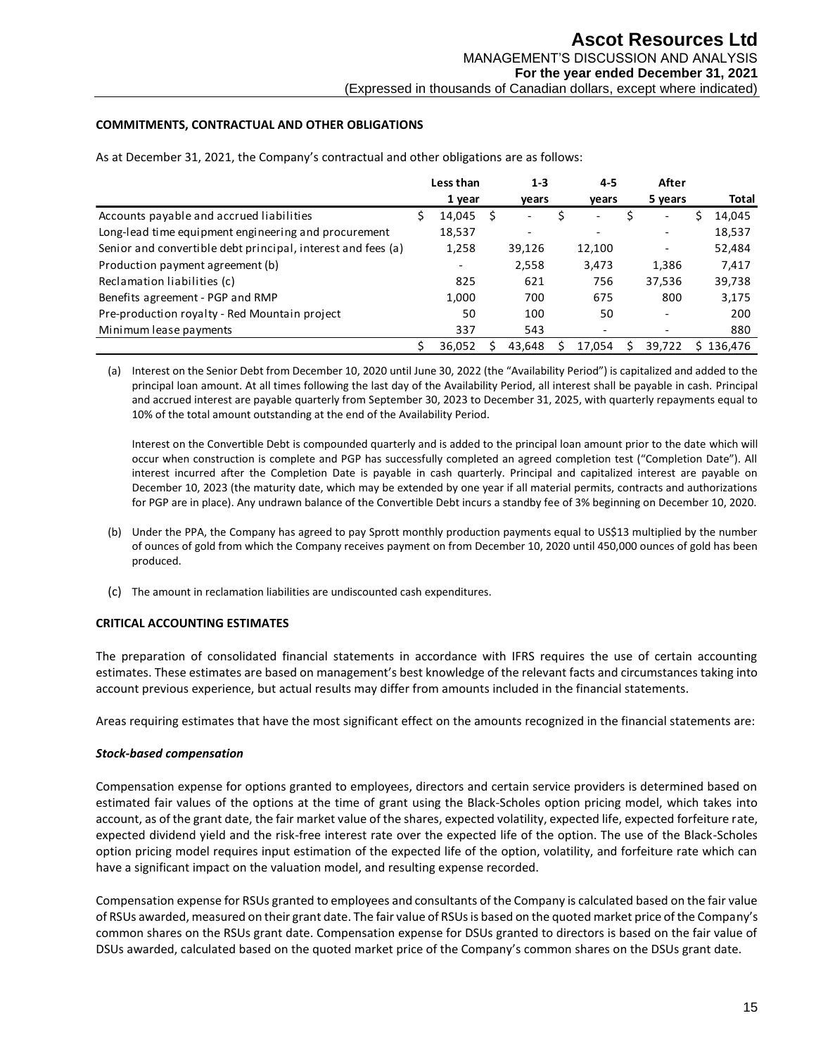## COMMITMENTS, CONTRACTUAL AND OTHER OBLIGATIONS

As at December 31, 2021, the Company's contractual and other obligations are as follows:

| | Less than 1 year | 1-3 years | 4-5 years | After 5 years | Total |
|---|---|---|---|---|---|
| Accounts payable and accrued liabilities | $ 14,045 | $ - | $ - | $ - | $ 14,045 |
| Long-lead time equipment engineering and procurement | 18,537 | - | - | - | 18,537 |
| Senior and convertible debt principal, interest and fees (a) | 1,258 | 39,126 | 12,100 | - | 52,484 |
| Production payment agreement (b) | - | 2,558 | 3,473 | 1,386 | 7,417 |
| Reclamation liabilities (c) | 825 | 621 | 756 | 37,536 | 39,738 |
| Benefits agreement - PGP and RMP | 1,000 | 700 | 675 | 800 | 3,175 |
| Pre-production royalty - Red Mountain project | 50 | 100 | 50 | - | 200 |
| Minimum lease payments | 337 | 543 | - | - | 880 |
| | $ 36,052 | $ 43,648 | $ 17,054 | $ 39,722 | $ 136,476 |

(a) Interest on the Senior Debt from December 10, 2020 until June 30, 2022 (the "Availability Period") is capitalized and added to the principal loan amount. At all times following the last day of the Availability Period, all interest shall be payable in cash. Principal and accrued interest are payable quarterly from September 30, 2023 to December 31, 2025, with quarterly repayments equal to 10% of the total amount outstanding at the end of the Availability Period.

Interest on the Convertible Debt is compounded quarterly and is added to the principal loan amount prior to the date which will occur when construction is complete and PGP has successfully completed an agreed completion test ("Completion Date"). All interest incurred after the Completion Date is payable in cash quarterly. Principal and capitalized interest are payable on December 10, 2023 (the maturity date, which may be extended by one year if all material permits, contracts and authorizations for PGP are in place). Any undrawn balance of the Convertible Debt incurs a standby fee of 3% beginning on December 10, 2020.

(b) Under the PPA, the Company has agreed to pay Sprott monthly production payments equal to US$13 multiplied by the number of ounces of gold from which the Company receives payment on from December 10, 2020 until 450,000 ounces of gold has been produced.

(c) The amount in reclamation liabilities are undiscounted cash expenditures.

## CRITICAL ACCOUNTING ESTIMATES

The preparation of consolidated financial statements in accordance with IFRS requires the use of certain accounting estimates. These estimates are based on management's best knowledge of the relevant facts and circumstances taking into account previous experience, but actual results may differ from amounts included in the financial statements.

Areas requiring estimates that have the most significant effect on the amounts recognized in the financial statements are:

### *Stock-based compensation*

Compensation expense for options granted to employees, directors and certain service providers is determined based on estimated fair values of the options at the time of grant using the Black-Scholes option pricing model, which takes into account, as of the grant date, the fair market value of the shares, expected volatility, expected life, expected forfeiture rate, expected dividend yield and the risk-free interest rate over the expected life of the option. The use of the Black-Scholes option pricing model requires input estimation of the expected life of the option, volatility, and forfeiture rate which can have a significant impact on the valuation model, and resulting expense recorded.

Compensation expense for RSUs granted to employees and consultants of the Company is calculated based on the fair value of RSUs awarded, measured on their grant date. The fair value of RSUs is based on the quoted market price of the Company's common shares on the RSUs grant date. Compensation expense for DSUs granted to directors is based on the fair value of DSUs awarded, calculated based on the quoted market price of the Company's common shares on the DSUs grant date.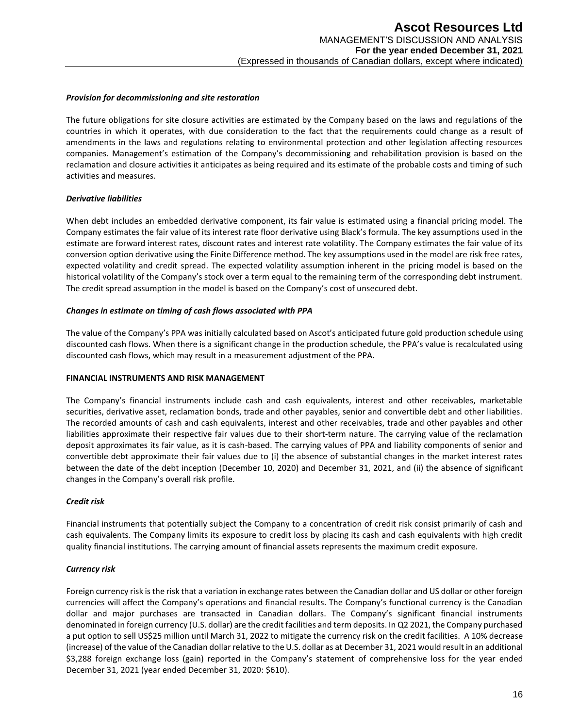### *Provision for decommissioning and site restoration*

The future obligations for site closure activities are estimated by the Company based on the laws and regulations of the countries in which it operates, with due consideration to the fact that the requirements could change as a result of amendments in the laws and regulations relating to environmental protection and other legislation affecting resources companies. Management's estimation of the Company's decommissioning and rehabilitation provision is based on the reclamation and closure activities it anticipates as being required and its estimate of the probable costs and timing of such activities and measures.

### *Derivative liabilities*

When debt includes an embedded derivative component, its fair value is estimated using a financial pricing model. The Company estimates the fair value of its interest rate floor derivative using Black's formula. The key assumptions used in the estimate are forward interest rates, discount rates and interest rate volatility. The Company estimates the fair value of its conversion option derivative using the Finite Difference method. The key assumptions used in the model are risk free rates, expected volatility and credit spread. The expected volatility assumption inherent in the pricing model is based on the historical volatility of the Company's stock over a term equal to the remaining term of the corresponding debt instrument. The credit spread assumption in the model is based on the Company's cost of unsecured debt.

### *Changes in estimate on timing of cash flows associated with PPA*

The value of the Company's PPA was initially calculated based on Ascot's anticipated future gold production schedule using discounted cash flows. When there is a significant change in the production schedule, the PPA's value is recalculated using discounted cash flows, which may result in a measurement adjustment of the PPA.

## FINANCIAL INSTRUMENTS AND RISK MANAGEMENT

The Company's financial instruments include cash and cash equivalents, interest and other receivables, marketable securities, derivative asset, reclamation bonds, trade and other payables, senior and convertible debt and other liabilities. The recorded amounts of cash and cash equivalents, interest and other receivables, trade and other payables and other liabilities approximate their respective fair values due to their short-term nature. The carrying value of the reclamation deposit approximates its fair value, as it is cash-based. The carrying values of PPA and liability components of senior and convertible debt approximate their fair values due to (i) the absence of substantial changes in the market interest rates between the date of the debt inception (December 10, 2020) and December 31, 2021, and (ii) the absence of significant changes in the Company's overall risk profile.

### *Credit risk*

Financial instruments that potentially subject the Company to a concentration of credit risk consist primarily of cash and cash equivalents. The Company limits its exposure to credit loss by placing its cash and cash equivalents with high credit quality financial institutions. The carrying amount of financial assets represents the maximum credit exposure.

### *Currency risk*

Foreign currency risk is the risk that a variation in exchange rates between the Canadian dollar and US dollar or other foreign currencies will affect the Company's operations and financial results. The Company's functional currency is the Canadian dollar and major purchases are transacted in Canadian dollars. The Company's significant financial instruments denominated in foreign currency (U.S. dollar) are the credit facilities and term deposits. In Q2 2021, the Company purchased a put option to sell US$25 million until March 31, 2022 to mitigate the currency risk on the credit facilities. A 10% decrease (increase) of the value of the Canadian dollar relative to the U.S. dollar as at December 31, 2021 would result in an additional $3,288 foreign exchange loss (gain) reported in the Company's statement of comprehensive loss for the year ended December 31, 2021 (year ended December 31, 2020: $610).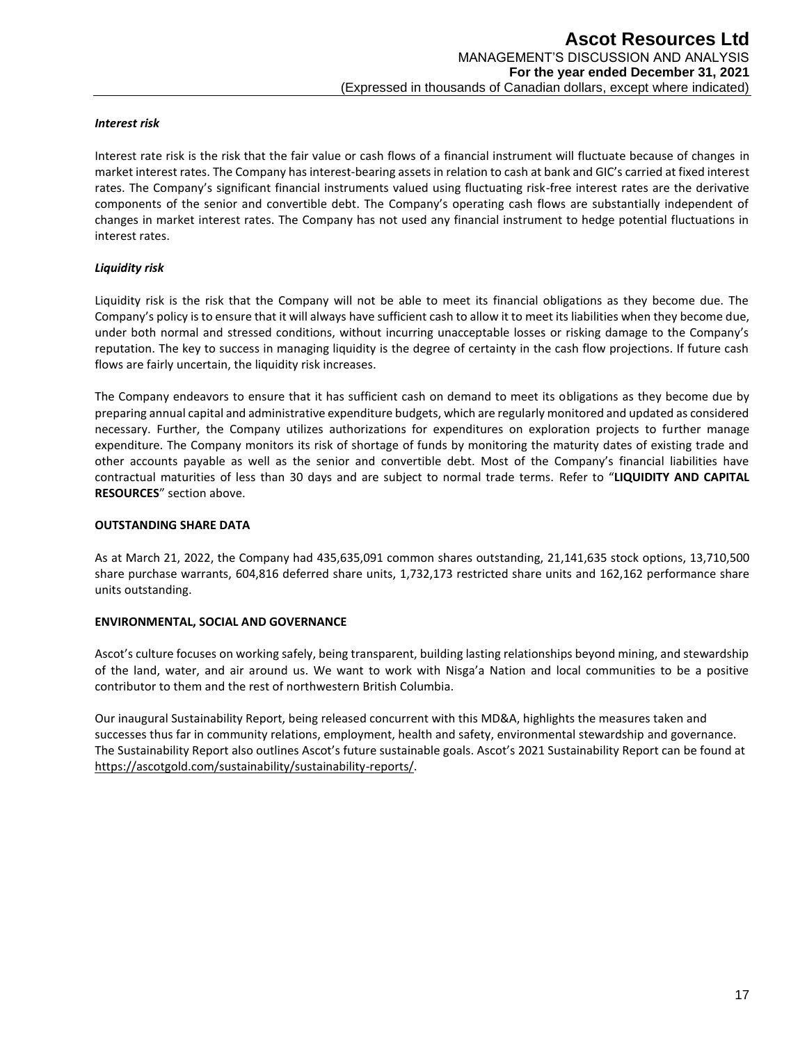*Interest risk*

Interest rate risk is the risk that the fair value or cash flows of a financial instrument will fluctuate because of changes in market interest rates. The Company has interest-bearing assets in relation to cash at bank and GIC's carried at fixed interest rates. The Company's significant financial instruments valued using fluctuating risk-free interest rates are the derivative components of the senior and convertible debt. The Company's operating cash flows are substantially independent of changes in market interest rates. The Company has not used any financial instrument to hedge potential fluctuations in interest rates.

*Liquidity risk*

Liquidity risk is the risk that the Company will not be able to meet its financial obligations as they become due. The Company's policy is to ensure that it will always have sufficient cash to allow it to meet its liabilities when they become due, under both normal and stressed conditions, without incurring unacceptable losses or risking damage to the Company's reputation. The key to success in managing liquidity is the degree of certainty in the cash flow projections. If future cash flows are fairly uncertain, the liquidity risk increases.

The Company endeavors to ensure that it has sufficient cash on demand to meet its obligations as they become due by preparing annual capital and administrative expenditure budgets, which are regularly monitored and updated as considered necessary. Further, the Company utilizes authorizations for expenditures on exploration projects to further manage expenditure. The Company monitors its risk of shortage of funds by monitoring the maturity dates of existing trade and other accounts payable as well as the senior and convertible debt. Most of the Company's financial liabilities have contractual maturities of less than 30 days and are subject to normal trade terms. Refer to "**LIQUIDITY AND CAPITAL RESOURCES**" section above.

**OUTSTANDING SHARE DATA**

As at March 21, 2022, the Company had 435,635,091 common shares outstanding, 21,141,635 stock options, 13,710,500 share purchase warrants, 604,816 deferred share units, 1,732,173 restricted share units and 162,162 performance share units outstanding.

**ENVIRONMENTAL, SOCIAL AND GOVERNANCE**

Ascot's culture focuses on working safely, being transparent, building lasting relationships beyond mining, and stewardship of the land, water, and air around us. We want to work with Nisga'a Nation and local communities to be a positive contributor to them and the rest of northwestern British Columbia.

Our inaugural Sustainability Report, being released concurrent with this MD&A, highlights the measures taken and successes thus far in community relations, employment, health and safety, environmental stewardship and governance. The Sustainability Report also outlines Ascot's future sustainable goals. Ascot's 2021 Sustainability Report can be found at https://ascotgold.com/sustainability/sustainability-reports/.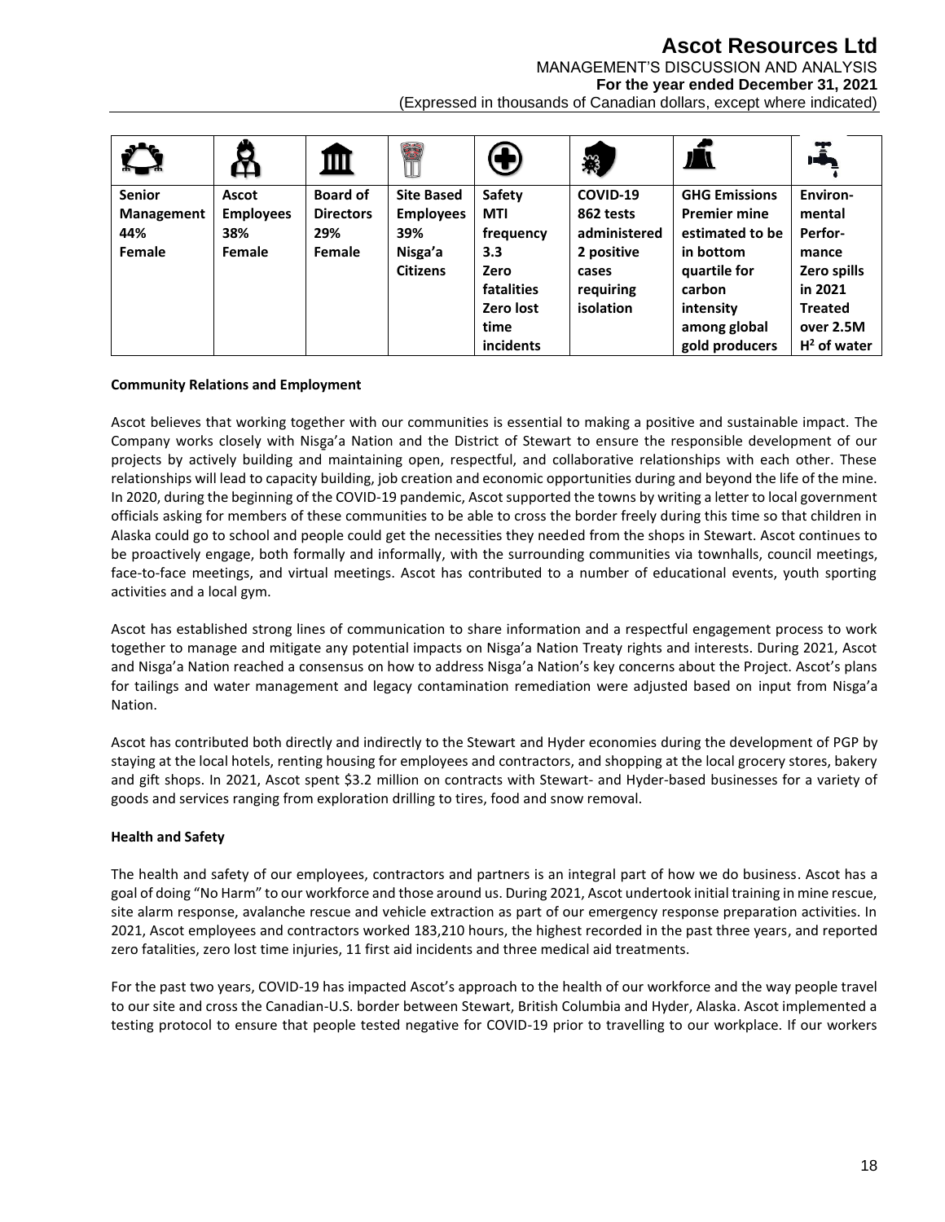| Senior Management 44% Female | Ascot Employees 38% Female | Board of Directors 29% Female | Site Based Employees 39% Nisga'a Citizens | Safety MTI frequency 3.3 Zero fatalities Zero lost time incidents | COVID-19 862 tests administered 2 positive cases requiring isolation | GHG Emissions Premier mine estimated to be in bottom quartile for carbon intensity among global gold producers | Environ-mental Perfor-mance Zero spills in 2021 Treated over 2.5M $H^2$ of water |
|---|---|---|---|---|---|---|---|

**Community Relations and Employment**

Ascot believes that working together with our communities is essential to making a positive and sustainable impact. The Company works closely with Nisga'a Nation and the District of Stewart to ensure the responsible development of our projects by actively building and maintaining open, respectful, and collaborative relationships with each other. These relationships will lead to capacity building, job creation and economic opportunities during and beyond the life of the mine. In 2020, during the beginning of the COVID-19 pandemic, Ascot supported the towns by writing a letter to local government officials asking for members of these communities to be able to cross the border freely during this time so that children in Alaska could go to school and people could get the necessities they needed from the shops in Stewart. Ascot continues to be proactively engage, both formally and informally, with the surrounding communities via townhalls, council meetings, face-to-face meetings, and virtual meetings. Ascot has contributed to a number of educational events, youth sporting activities and a local gym.

Ascot has established strong lines of communication to share information and a respectful engagement process to work together to manage and mitigate any potential impacts on Nisga'a Nation Treaty rights and interests. During 2021, Ascot and Nisga'a Nation reached a consensus on how to address Nisga'a Nation's key concerns about the Project. Ascot's plans for tailings and water management and legacy contamination remediation were adjusted based on input from Nisga'a Nation.

Ascot has contributed both directly and indirectly to the Stewart and Hyder economies during the development of PGP by staying at the local hotels, renting housing for employees and contractors, and shopping at the local grocery stores, bakery and gift shops. In 2021, Ascot spent $3.2 million on contracts with Stewart- and Hyder-based businesses for a variety of goods and services ranging from exploration drilling to tires, food and snow removal.

**Health and Safety**

The health and safety of our employees, contractors and partners is an integral part of how we do business. Ascot has a goal of doing "No Harm" to our workforce and those around us. During 2021, Ascot undertook initial training in mine rescue, site alarm response, avalanche rescue and vehicle extraction as part of our emergency response preparation activities. In 2021, Ascot employees and contractors worked 183,210 hours, the highest recorded in the past three years, and reported zero fatalities, zero lost time injuries, 11 first aid incidents and three medical aid treatments.

For the past two years, COVID-19 has impacted Ascot's approach to the health of our workforce and the way people travel to our site and cross the Canadian-U.S. border between Stewart, British Columbia and Hyder, Alaska. Ascot implemented a testing protocol to ensure that people tested negative for COVID-19 prior to travelling to our workplace. If our workers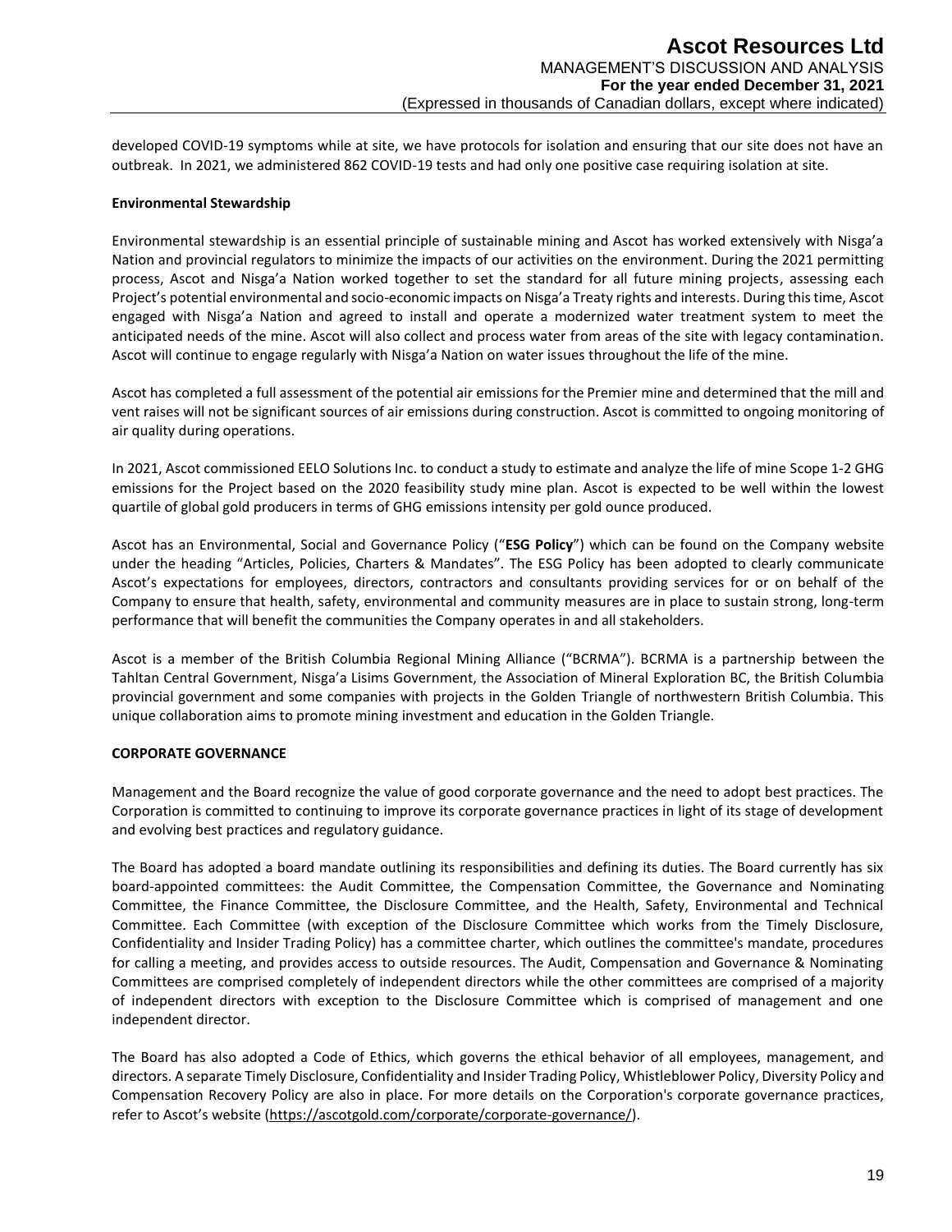developed COVID-19 symptoms while at site, we have protocols for isolation and ensuring that our site does not have an outbreak. In 2021, we administered 862 COVID-19 tests and had only one positive case requiring isolation at site.

**Environmental Stewardship**

Environmental stewardship is an essential principle of sustainable mining and Ascot has worked extensively with Nisga'a Nation and provincial regulators to minimize the impacts of our activities on the environment. During the 2021 permitting process, Ascot and Nisga'a Nation worked together to set the standard for all future mining projects, assessing each Project's potential environmental and socio-economic impacts on Nisga'a Treaty rights and interests. During this time, Ascot engaged with Nisga'a Nation and agreed to install and operate a modernized water treatment system to meet the anticipated needs of the mine. Ascot will also collect and process water from areas of the site with legacy contamination. Ascot will continue to engage regularly with Nisga'a Nation on water issues throughout the life of the mine.

Ascot has completed a full assessment of the potential air emissions for the Premier mine and determined that the mill and vent raises will not be significant sources of air emissions during construction. Ascot is committed to ongoing monitoring of air quality during operations.

In 2021, Ascot commissioned EELO Solutions Inc. to conduct a study to estimate and analyze the life of mine Scope 1-2 GHG emissions for the Project based on the 2020 feasibility study mine plan. Ascot is expected to be well within the lowest quartile of global gold producers in terms of GHG emissions intensity per gold ounce produced.

Ascot has an Environmental, Social and Governance Policy ("**ESG Policy**") which can be found on the Company website under the heading "Articles, Policies, Charters & Mandates". The ESG Policy has been adopted to clearly communicate Ascot's expectations for employees, directors, contractors and consultants providing services for or on behalf of the Company to ensure that health, safety, environmental and community measures are in place to sustain strong, long-term performance that will benefit the communities the Company operates in and all stakeholders.

Ascot is a member of the British Columbia Regional Mining Alliance ("BCRMA"). BCRMA is a partnership between the Tahltan Central Government, Nisga'a Lisims Government, the Association of Mineral Exploration BC, the British Columbia provincial government and some companies with projects in the Golden Triangle of northwestern British Columbia. This unique collaboration aims to promote mining investment and education in the Golden Triangle.

**CORPORATE GOVERNANCE**

Management and the Board recognize the value of good corporate governance and the need to adopt best practices. The Corporation is committed to continuing to improve its corporate governance practices in light of its stage of development and evolving best practices and regulatory guidance.

The Board has adopted a board mandate outlining its responsibilities and defining its duties. The Board currently has six board-appointed committees: the Audit Committee, the Compensation Committee, the Governance and Nominating Committee, the Finance Committee, the Disclosure Committee, and the Health, Safety, Environmental and Technical Committee. Each Committee (with exception of the Disclosure Committee which works from the Timely Disclosure, Confidentiality and Insider Trading Policy) has a committee charter, which outlines the committee's mandate, procedures for calling a meeting, and provides access to outside resources. The Audit, Compensation and Governance & Nominating Committees are comprised completely of independent directors while the other committees are comprised of a majority of independent directors with exception to the Disclosure Committee which is comprised of management and one independent director.

The Board has also adopted a Code of Ethics, which governs the ethical behavior of all employees, management, and directors. A separate Timely Disclosure, Confidentiality and Insider Trading Policy, Whistleblower Policy, Diversity Policy and Compensation Recovery Policy are also in place. For more details on the Corporation's corporate governance practices, refer to Ascot's website (https://ascotgold.com/corporate/corporate-governance/).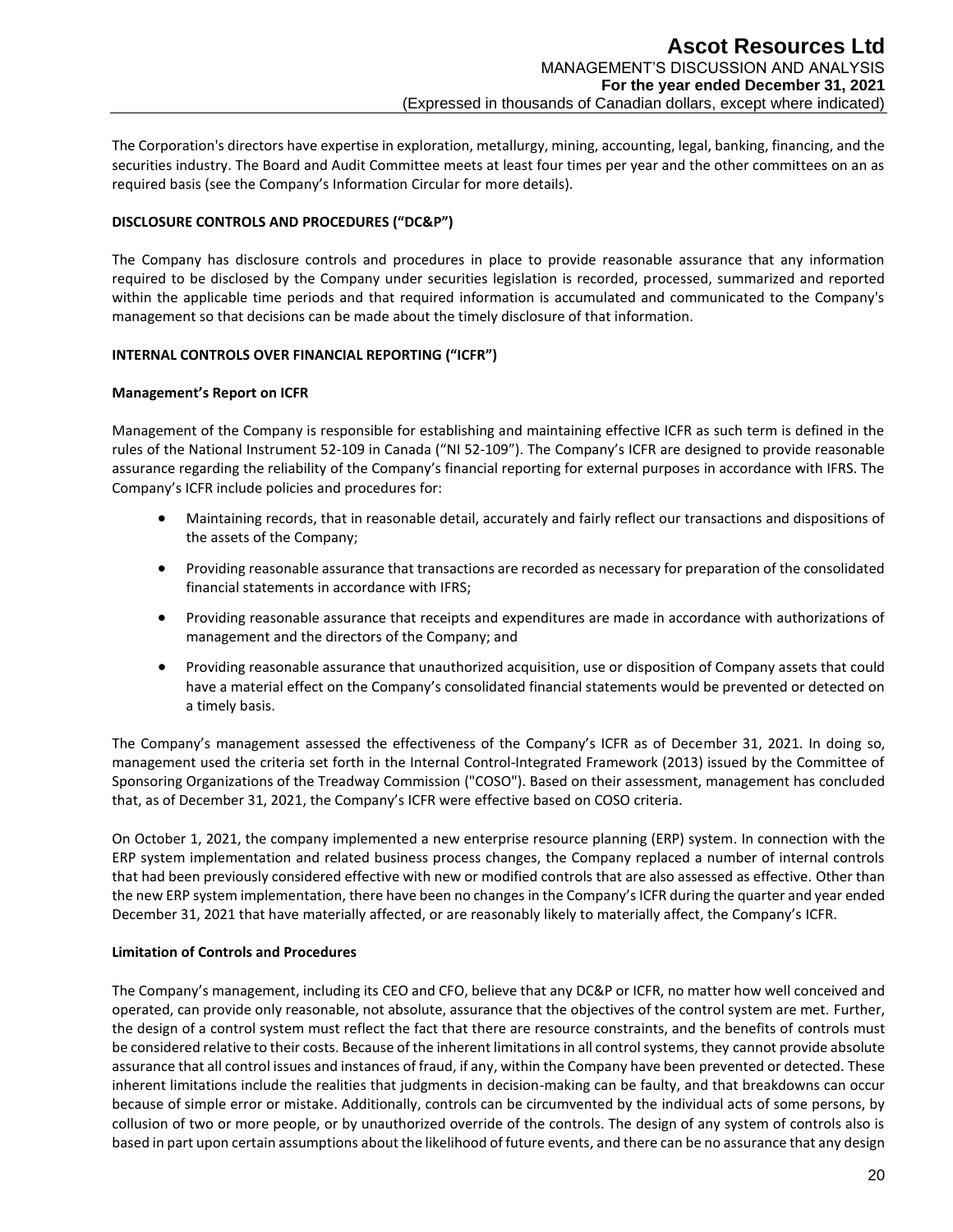The Corporation's directors have expertise in exploration, metallurgy, mining, accounting, legal, banking, financing, and the securities industry. The Board and Audit Committee meets at least four times per year and the other committees on an as required basis (see the Company's Information Circular for more details).

## DISCLOSURE CONTROLS AND PROCEDURES ("DC&P")

The Company has disclosure controls and procedures in place to provide reasonable assurance that any information required to be disclosed by the Company under securities legislation is recorded, processed, summarized and reported within the applicable time periods and that required information is accumulated and communicated to the Company's management so that decisions can be made about the timely disclosure of that information.

## INTERNAL CONTROLS OVER FINANCIAL REPORTING ("ICFR")

### Management's Report on ICFR

Management of the Company is responsible for establishing and maintaining effective ICFR as such term is defined in the rules of the National Instrument 52-109 in Canada ("NI 52-109"). The Company's ICFR are designed to provide reasonable assurance regarding the reliability of the Company's financial reporting for external purposes in accordance with IFRS. The Company's ICFR include policies and procedures for:

- Maintaining records, that in reasonable detail, accurately and fairly reflect our transactions and dispositions of the assets of the Company;
- Providing reasonable assurance that transactions are recorded as necessary for preparation of the consolidated financial statements in accordance with IFRS;
- Providing reasonable assurance that receipts and expenditures are made in accordance with authorizations of management and the directors of the Company; and
- Providing reasonable assurance that unauthorized acquisition, use or disposition of Company assets that could have a material effect on the Company's consolidated financial statements would be prevented or detected on a timely basis.

The Company's management assessed the effectiveness of the Company's ICFR as of December 31, 2021. In doing so, management used the criteria set forth in the Internal Control-Integrated Framework (2013) issued by the Committee of Sponsoring Organizations of the Treadway Commission ("COSO"). Based on their assessment, management has concluded that, as of December 31, 2021, the Company's ICFR were effective based on COSO criteria.

On October 1, 2021, the company implemented a new enterprise resource planning (ERP) system. In connection with the ERP system implementation and related business process changes, the Company replaced a number of internal controls that had been previously considered effective with new or modified controls that are also assessed as effective. Other than the new ERP system implementation, there have been no changes in the Company's ICFR during the quarter and year ended December 31, 2021 that have materially affected, or are reasonably likely to materially affect, the Company's ICFR.

### Limitation of Controls and Procedures

The Company's management, including its CEO and CFO, believe that any DC&P or ICFR, no matter how well conceived and operated, can provide only reasonable, not absolute, assurance that the objectives of the control system are met. Further, the design of a control system must reflect the fact that there are resource constraints, and the benefits of controls must be considered relative to their costs. Because of the inherent limitations in all control systems, they cannot provide absolute assurance that all control issues and instances of fraud, if any, within the Company have been prevented or detected. These inherent limitations include the realities that judgments in decision-making can be faulty, and that breakdowns can occur because of simple error or mistake. Additionally, controls can be circumvented by the individual acts of some persons, by collusion of two or more people, or by unauthorized override of the controls. The design of any system of controls also is based in part upon certain assumptions about the likelihood of future events, and there can be no assurance that any design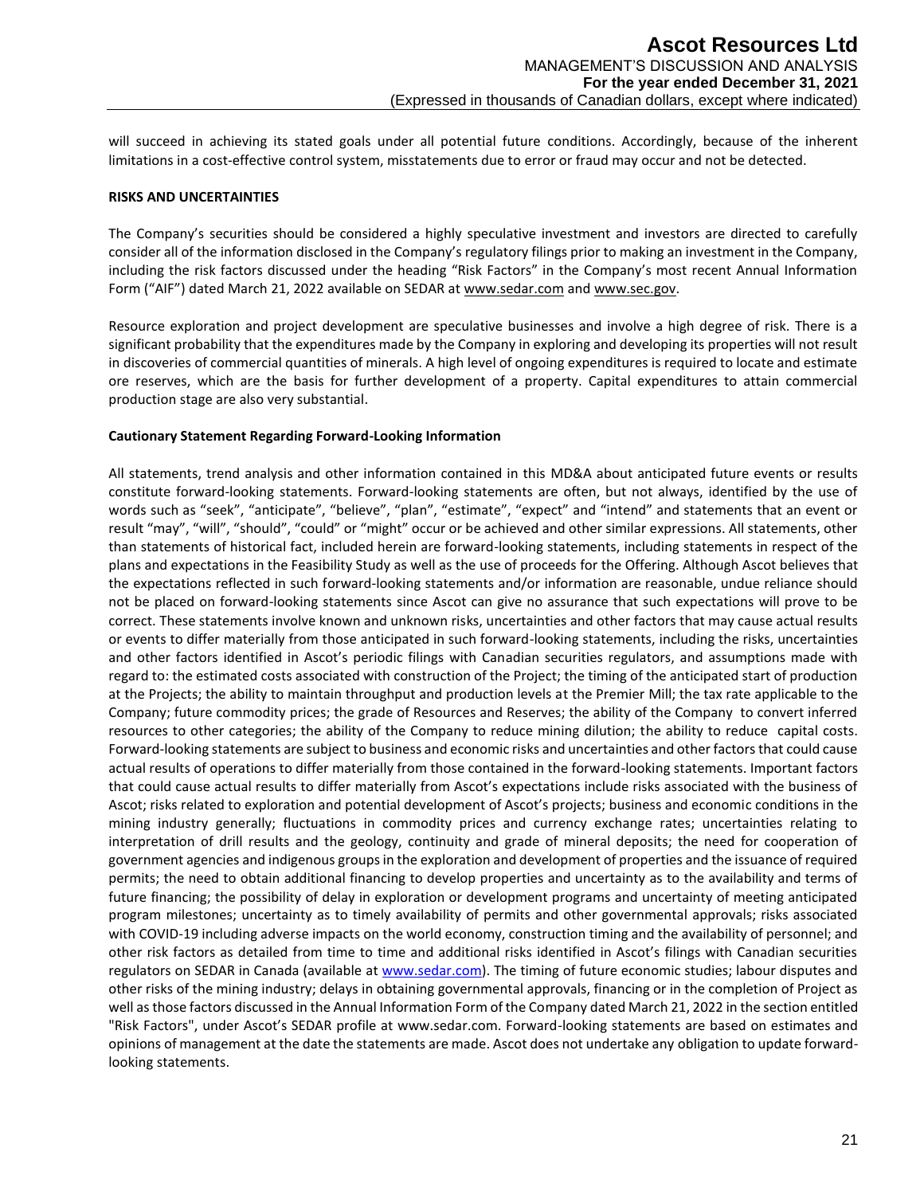will succeed in achieving its stated goals under all potential future conditions. Accordingly, because of the inherent limitations in a cost-effective control system, misstatements due to error or fraud may occur and not be detected.

**RISKS AND UNCERTAINTIES**

The Company's securities should be considered a highly speculative investment and investors are directed to carefully consider all of the information disclosed in the Company's regulatory filings prior to making an investment in the Company, including the risk factors discussed under the heading "Risk Factors" in the Company's most recent Annual Information Form ("AIF") dated March 21, 2022 available on SEDAR at www.sedar.com and www.sec.gov.

Resource exploration and project development are speculative businesses and involve a high degree of risk. There is a significant probability that the expenditures made by the Company in exploring and developing its properties will not result in discoveries of commercial quantities of minerals. A high level of ongoing expenditures is required to locate and estimate ore reserves, which are the basis for further development of a property. Capital expenditures to attain commercial production stage are also very substantial.

**Cautionary Statement Regarding Forward-Looking Information**

All statements, trend analysis and other information contained in this MD&A about anticipated future events or results constitute forward-looking statements. Forward-looking statements are often, but not always, identified by the use of words such as "seek", "anticipate", "believe", "plan", "estimate", "expect" and "intend" and statements that an event or result "may", "will", "should", "could" or "might" occur or be achieved and other similar expressions. All statements, other than statements of historical fact, included herein are forward-looking statements, including statements in respect of the plans and expectations in the Feasibility Study as well as the use of proceeds for the Offering. Although Ascot believes that the expectations reflected in such forward-looking statements and/or information are reasonable, undue reliance should not be placed on forward-looking statements since Ascot can give no assurance that such expectations will prove to be correct. These statements involve known and unknown risks, uncertainties and other factors that may cause actual results or events to differ materially from those anticipated in such forward-looking statements, including the risks, uncertainties and other factors identified in Ascot's periodic filings with Canadian securities regulators, and assumptions made with regard to: the estimated costs associated with construction of the Project; the timing of the anticipated start of production at the Projects; the ability to maintain throughput and production levels at the Premier Mill; the tax rate applicable to the Company; future commodity prices; the grade of Resources and Reserves; the ability of the Company to convert inferred resources to other categories; the ability of the Company to reduce mining dilution; the ability to reduce capital costs. Forward-looking statements are subject to business and economic risks and uncertainties and other factors that could cause actual results of operations to differ materially from those contained in the forward-looking statements. Important factors that could cause actual results to differ materially from Ascot's expectations include risks associated with the business of Ascot; risks related to exploration and potential development of Ascot's projects; business and economic conditions in the mining industry generally; fluctuations in commodity prices and currency exchange rates; uncertainties relating to interpretation of drill results and the geology, continuity and grade of mineral deposits; the need for cooperation of government agencies and indigenous groups in the exploration and development of properties and the issuance of required permits; the need to obtain additional financing to develop properties and uncertainty as to the availability and terms of future financing; the possibility of delay in exploration or development programs and uncertainty of meeting anticipated program milestones; uncertainty as to timely availability of permits and other governmental approvals; risks associated with COVID-19 including adverse impacts on the world economy, construction timing and the availability of personnel; and other risk factors as detailed from time to time and additional risks identified in Ascot's filings with Canadian securities regulators on SEDAR in Canada (available at www.sedar.com). The timing of future economic studies; labour disputes and other risks of the mining industry; delays in obtaining governmental approvals, financing or in the completion of Project as well as those factors discussed in the Annual Information Form of the Company dated March 21, 2022 in the section entitled "Risk Factors", under Ascot's SEDAR profile at www.sedar.com. Forward-looking statements are based on estimates and opinions of management at the date the statements are made. Ascot does not undertake any obligation to update forward-looking statements.